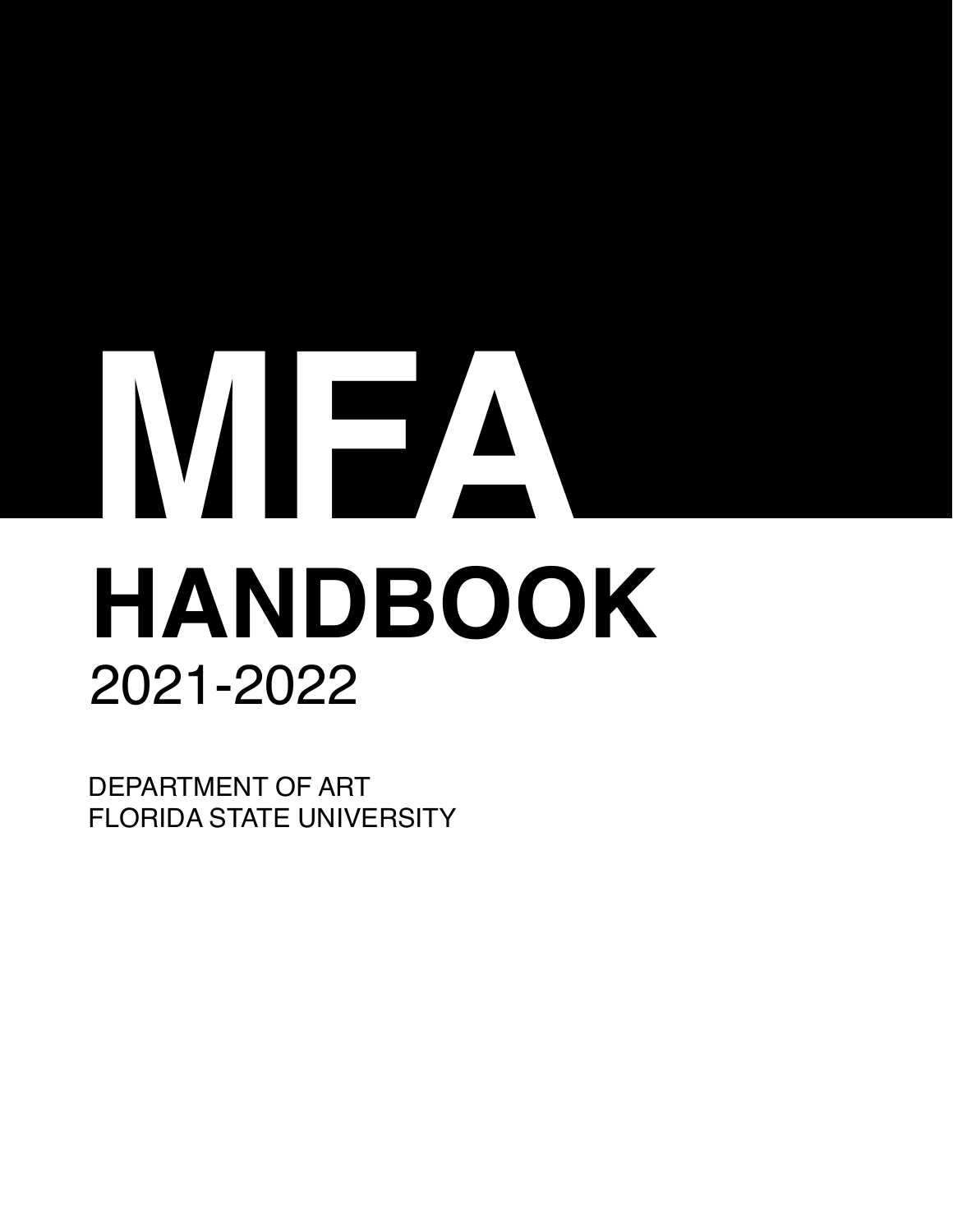# MFA HANDBOOK

2021-2022

DEPARTMENT OF ART
FLORIDA STATE UNIVERSITY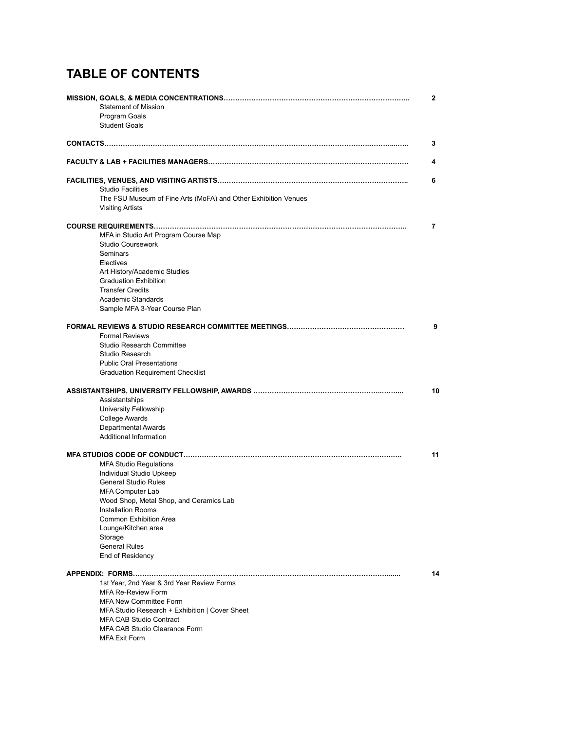# TABLE OF CONTENTS

| Section | Page |
|---|---|
| **MISSION, GOALS, & MEDIA CONCENTRATIONS** | **2** |
| Statement of Mission | |
| Program Goals | |
| Student Goals | |
| **CONTACTS** | **3** |
| **FACULTY & LAB + FACILITIES MANAGERS** | **4** |
| **FACILITIES, VENUES, AND VISITING ARTISTS** | **6** |
| Studio Facilities | |
| The FSU Museum of Fine Arts (MoFA) and Other Exhibition Venues | |
| Visiting Artists | |
| **COURSE REQUIREMENTS** | **7** |
| MFA in Studio Art Program Course Map | |
| Studio Coursework | |
| Seminars | |
| Electives | |
| Art History/Academic Studies | |
| Graduation Exhibition | |
| Transfer Credits | |
| Academic Standards | |
| Sample MFA 3-Year Course Plan | |
| **FORMAL REVIEWS & STUDIO RESEARCH COMMITTEE MEETINGS** | **9** |
| Formal Reviews | |
| Studio Research Committee | |
| Studio Research | |
| Public Oral Presentations | |
| Graduation Requirement Checklist | |
| **ASSISTANTSHIPS, UNIVERSITY FELLOWSHIP, AWARDS** | **10** |
| Assistantships | |
| University Fellowship | |
| College Awards | |
| Departmental Awards | |
| Additional Information | |
| **MFA STUDIOS CODE OF CONDUCT** | **11** |
| MFA Studio Regulations | |
| Individual Studio Upkeep | |
| General Studio Rules | |
| MFA Computer Lab | |
| Wood Shop, Metal Shop, and Ceramics Lab | |
| Installation Rooms | |
| Common Exhibition Area | |
| Lounge/Kitchen area | |
| Storage | |
| General Rules | |
| End of Residency | |
| **APPENDIX: FORMS** | **14** |
| 1st Year, 2nd Year & 3rd Year Review Forms | |
| MFA Re-Review Form | |
| MFA New Committee Form | |
| MFA Studio Research + Exhibition \| Cover Sheet | |
| MFA CAB Studio Contract | |
| MFA CAB Studio Clearance Form | |
| MFA Exit Form | |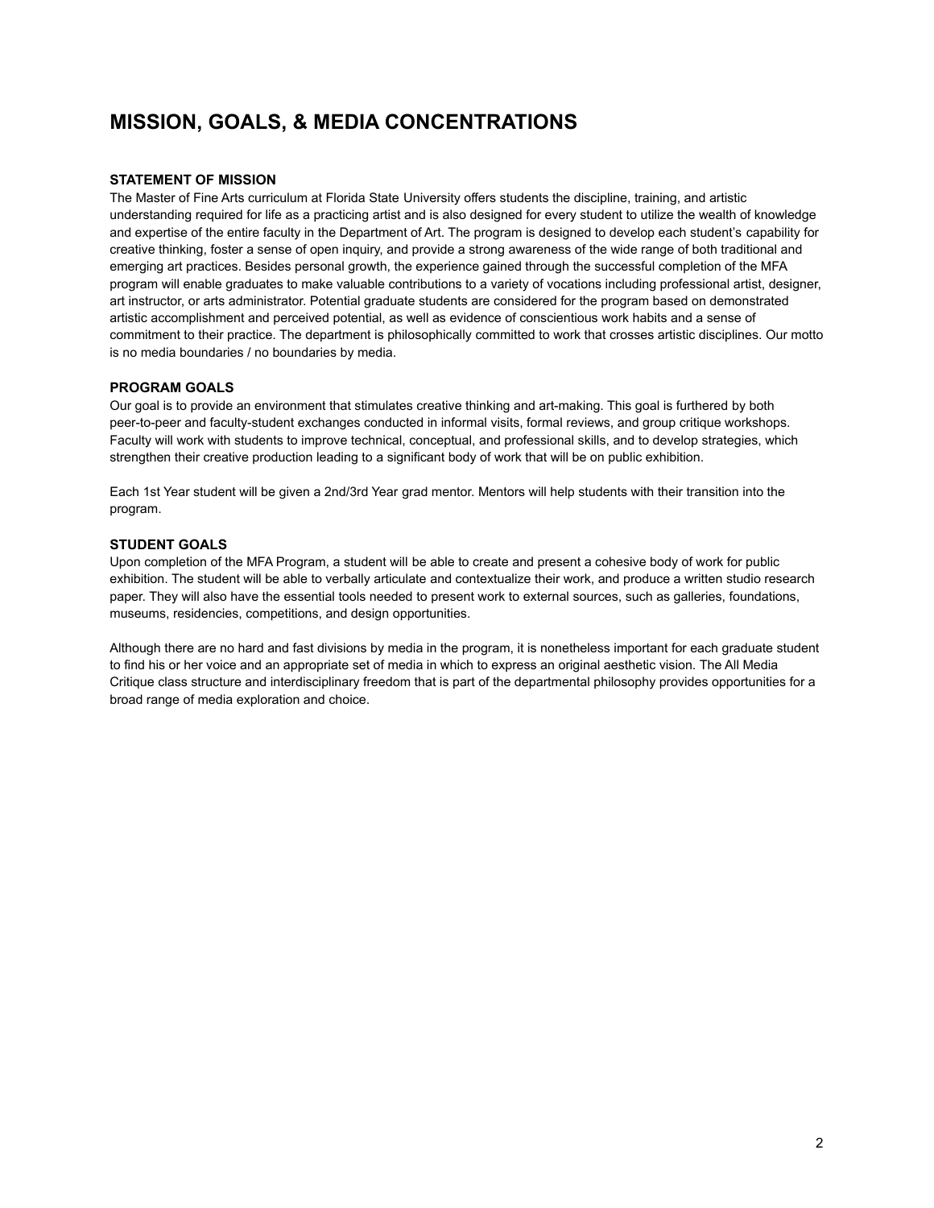## MISSION, GOALS, & MEDIA CONCENTRATIONS

### STATEMENT OF MISSION

The Master of Fine Arts curriculum at Florida State University offers students the discipline, training, and artistic understanding required for life as a practicing artist and is also designed for every student to utilize the wealth of knowledge and expertise of the entire faculty in the Department of Art. The program is designed to develop each student's capability for creative thinking, foster a sense of open inquiry, and provide a strong awareness of the wide range of both traditional and emerging art practices. Besides personal growth, the experience gained through the successful completion of the MFA program will enable graduates to make valuable contributions to a variety of vocations including professional artist, designer, art instructor, or arts administrator. Potential graduate students are considered for the program based on demonstrated artistic accomplishment and perceived potential, as well as evidence of conscientious work habits and a sense of commitment to their practice. The department is philosophically committed to work that crosses artistic disciplines. Our motto is no media boundaries / no boundaries by media.

### PROGRAM GOALS

Our goal is to provide an environment that stimulates creative thinking and art-making. This goal is furthered by both peer-to-peer and faculty-student exchanges conducted in informal visits, formal reviews, and group critique workshops. Faculty will work with students to improve technical, conceptual, and professional skills, and to develop strategies, which strengthen their creative production leading to a significant body of work that will be on public exhibition.

Each 1st Year student will be given a 2nd/3rd Year grad mentor. Mentors will help students with their transition into the program.

### STUDENT GOALS

Upon completion of the MFA Program, a student will be able to create and present a cohesive body of work for public exhibition. The student will be able to verbally articulate and contextualize their work, and produce a written studio research paper. They will also have the essential tools needed to present work to external sources, such as galleries, foundations, museums, residencies, competitions, and design opportunities.

Although there are no hard and fast divisions by media in the program, it is nonetheless important for each graduate student to find his or her voice and an appropriate set of media in which to express an original aesthetic vision. The All Media Critique class structure and interdisciplinary freedom that is part of the departmental philosophy provides opportunities for a broad range of media exploration and choice.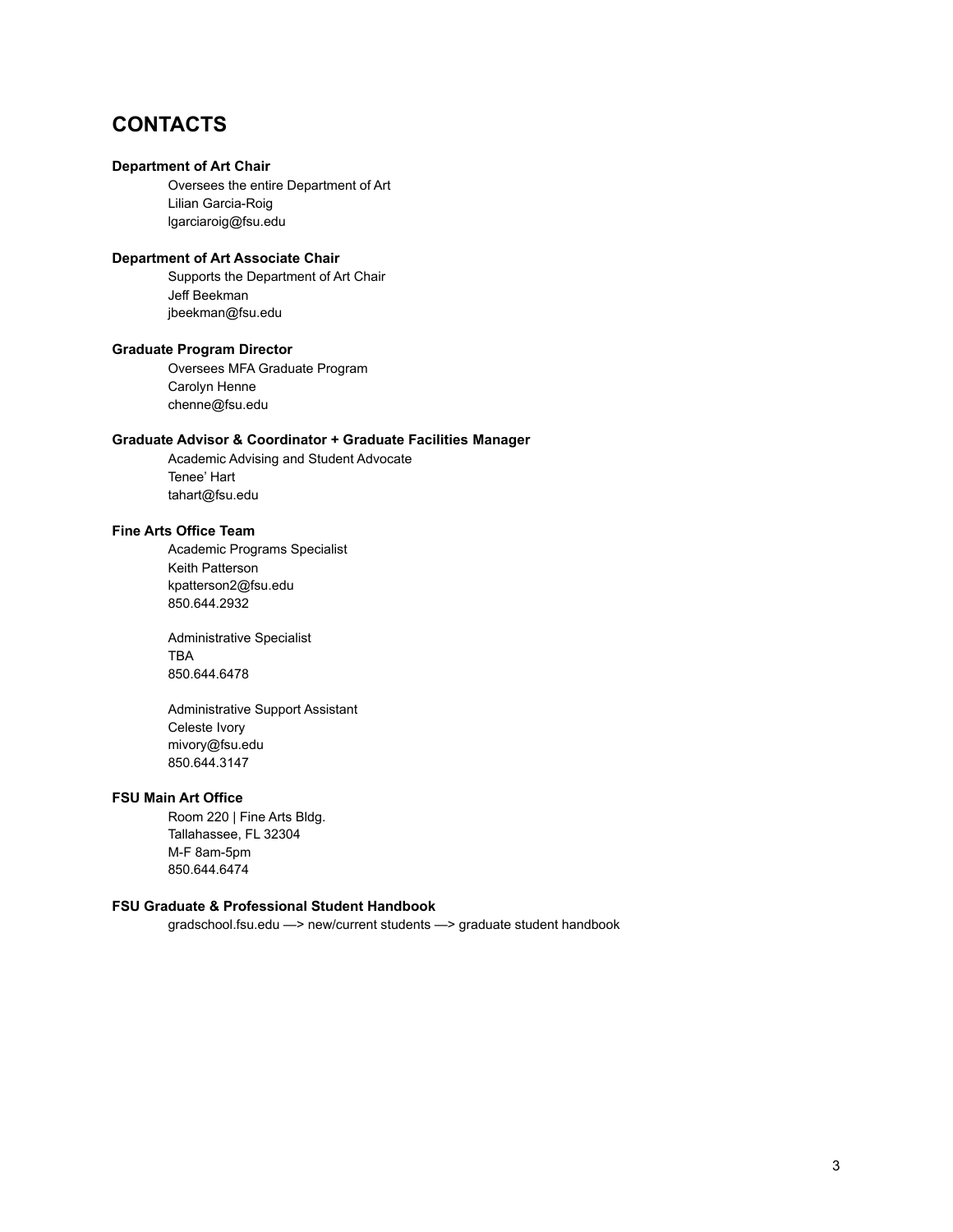## CONTACTS

**Department of Art Chair**

Oversees the entire Department of Art
Lilian Garcia-Roig
lgarciaroig@fsu.edu

**Department of Art Associate Chair**

Supports the Department of Art Chair
Jeff Beekman
jbeekman@fsu.edu

**Graduate Program Director**

Oversees MFA Graduate Program
Carolyn Henne
chenne@fsu.edu

**Graduate Advisor & Coordinator + Graduate Facilities Manager**

Academic Advising and Student Advocate
Tenee' Hart
tahart@fsu.edu

**Fine Arts Office Team**

Academic Programs Specialist
Keith Patterson
kpatterson2@fsu.edu
850.644.2932

Administrative Specialist
TBA
850.644.6478

Administrative Support Assistant
Celeste Ivory
mivory@fsu.edu
850.644.3147

**FSU Main Art Office**

Room 220 | Fine Arts Bldg.
Tallahassee, FL 32304
M-F 8am-5pm
850.644.6474

**FSU Graduate & Professional Student Handbook**

gradschool.fsu.edu —> new/current students —> graduate student handbook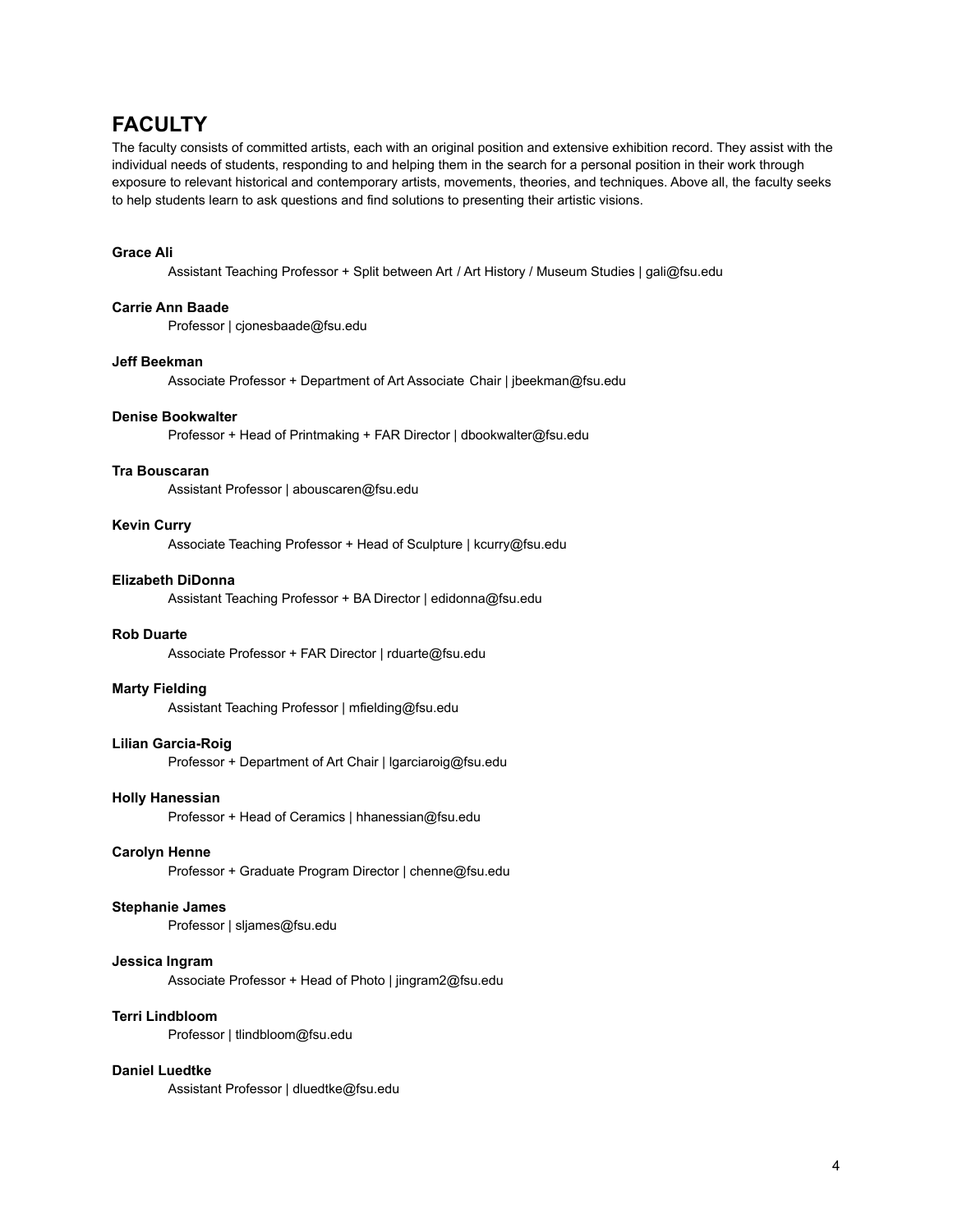## FACULTY

The faculty consists of committed artists, each with an original position and extensive exhibition record. They assist with the individual needs of students, responding to and helping them in the search for a personal position in their work through exposure to relevant historical and contemporary artists, movements, theories, and techniques. Above all, the faculty seeks to help students learn to ask questions and find solutions to presenting their artistic visions.

**Grace Ali**
Assistant Teaching Professor + Split between Art / Art History / Museum Studies | gali@fsu.edu

**Carrie Ann Baade**
Professor | cjonesbaade@fsu.edu

**Jeff Beekman**
Associate Professor + Department of Art Associate Chair | jbeekman@fsu.edu

**Denise Bookwalter**
Professor + Head of Printmaking + FAR Director | dbookwalter@fsu.edu

**Tra Bouscaran**
Assistant Professor | abouscaren@fsu.edu

**Kevin Curry**
Associate Teaching Professor + Head of Sculpture | kcurry@fsu.edu

**Elizabeth DiDonna**
Assistant Teaching Professor + BA Director | edidonna@fsu.edu

**Rob Duarte**
Associate Professor + FAR Director | rduarte@fsu.edu

**Marty Fielding**
Assistant Teaching Professor | mfielding@fsu.edu

**Lilian Garcia-Roig**
Professor + Department of Art Chair | lgarciaroig@fsu.edu

**Holly Hanessian**
Professor + Head of Ceramics | hhanessian@fsu.edu

**Carolyn Henne**
Professor + Graduate Program Director | chenne@fsu.edu

**Stephanie James**
Professor | sljames@fsu.edu

**Jessica Ingram**
Associate Professor + Head of Photo | jingram2@fsu.edu

**Terri Lindbloom**
Professor | tlindbloom@fsu.edu

**Daniel Luedtke**
Assistant Professor | dluedtke@fsu.edu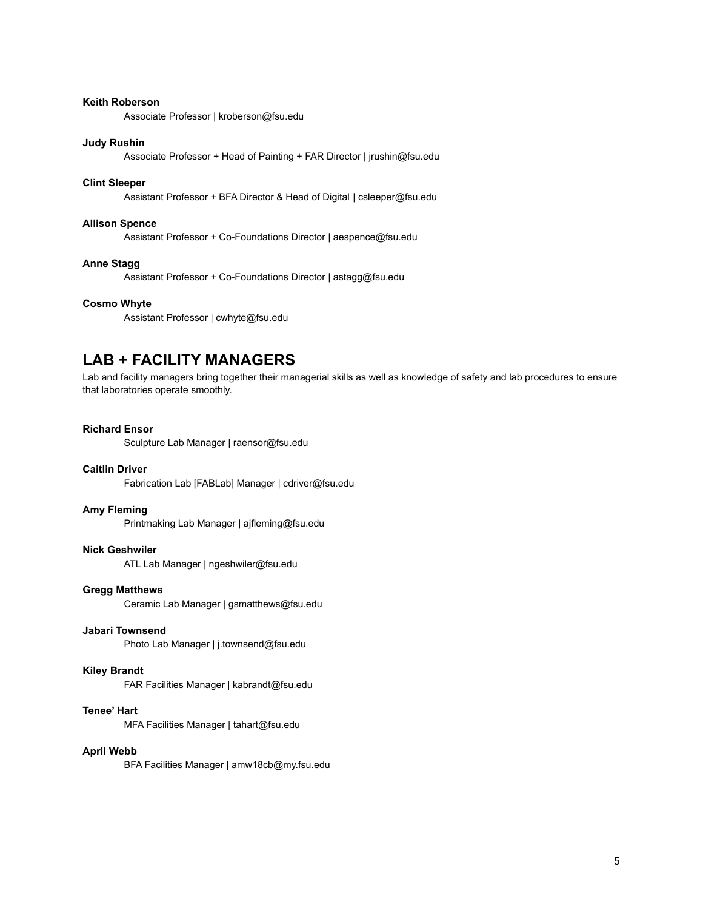**Keith Roberson**

Associate Professor | kroberson@fsu.edu

**Judy Rushin**

Associate Professor + Head of Painting + FAR Director | jrushin@fsu.edu

**Clint Sleeper**

Assistant Professor + BFA Director & Head of Digital | csleeper@fsu.edu

**Allison Spence**

Assistant Professor + Co-Foundations Director | aespence@fsu.edu

**Anne Stagg**

Assistant Professor + Co-Foundations Director | astagg@fsu.edu

**Cosmo Whyte**

Assistant Professor | cwhyte@fsu.edu

## LAB + FACILITY MANAGERS

Lab and facility managers bring together their managerial skills as well as knowledge of safety and lab procedures to ensure that laboratories operate smoothly.

**Richard Ensor**

Sculpture Lab Manager | raensor@fsu.edu

**Caitlin Driver**

Fabrication Lab [FABLab] Manager | cdriver@fsu.edu

**Amy Fleming**

Printmaking Lab Manager | ajfleming@fsu.edu

**Nick Geshwiler**

ATL Lab Manager | ngeshwiler@fsu.edu

**Gregg Matthews**

Ceramic Lab Manager | gsmatthews@fsu.edu

**Jabari Townsend**

Photo Lab Manager | j.townsend@fsu.edu

**Kiley Brandt**

FAR Facilities Manager | kabrandt@fsu.edu

**Tenee' Hart**

MFA Facilities Manager | tahart@fsu.edu

**April Webb**

BFA Facilities Manager | amw18cb@my.fsu.edu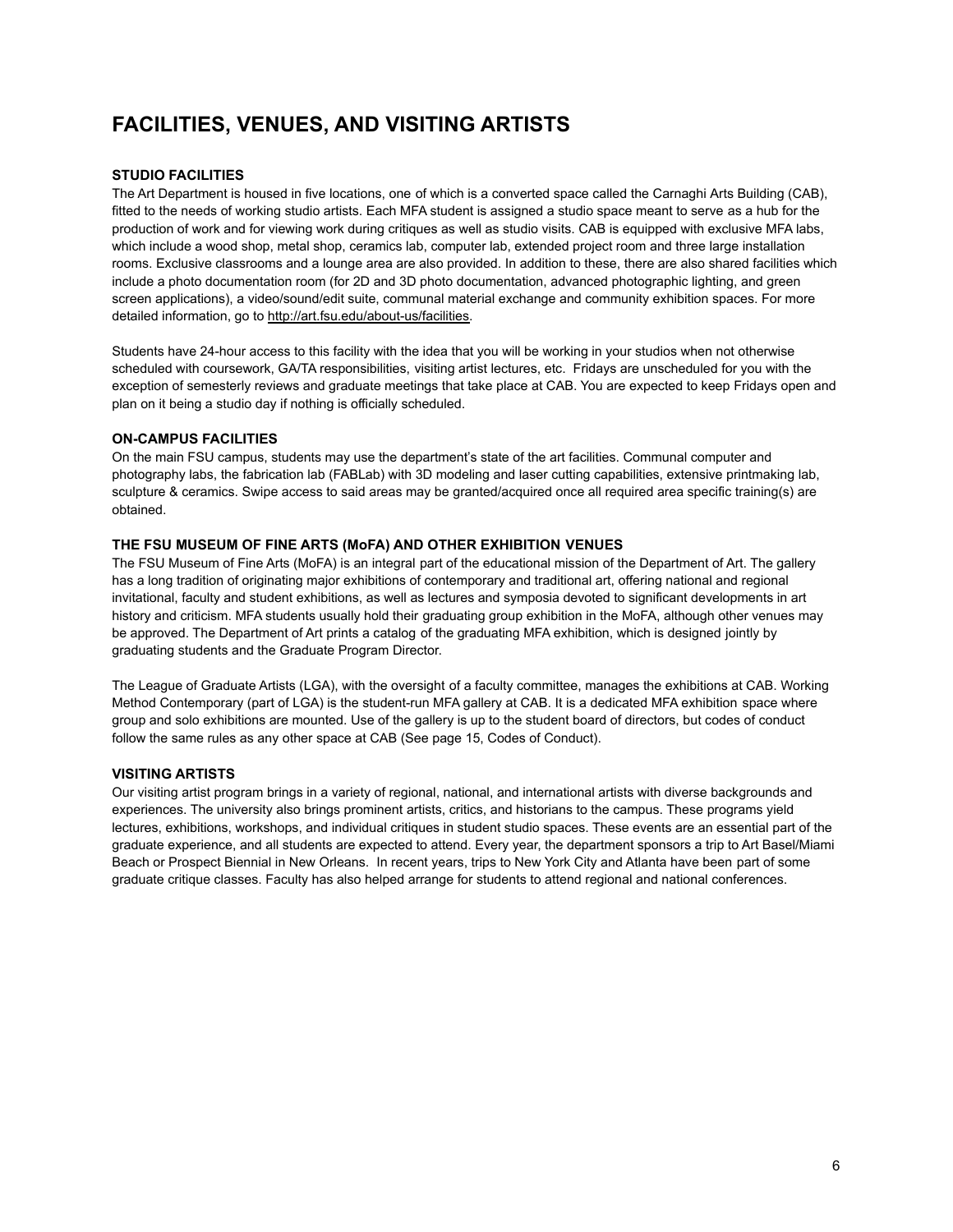# FACILITIES, VENUES, AND VISITING ARTISTS

### STUDIO FACILITIES

The Art Department is housed in five locations, one of which is a converted space called the Carnaghi Arts Building (CAB), fitted to the needs of working studio artists. Each MFA student is assigned a studio space meant to serve as a hub for the production of work and for viewing work during critiques as well as studio visits. CAB is equipped with exclusive MFA labs, which include a wood shop, metal shop, ceramics lab, computer lab, extended project room and three large installation rooms. Exclusive classrooms and a lounge area are also provided. In addition to these, there are also shared facilities which include a photo documentation room (for 2D and 3D photo documentation, advanced photographic lighting, and green screen applications), a video/sound/edit suite, communal material exchange and community exhibition spaces. For more detailed information, go to http://art.fsu.edu/about-us/facilities.

Students have 24-hour access to this facility with the idea that you will be working in your studios when not otherwise scheduled with coursework, GA/TA responsibilities, visiting artist lectures, etc. Fridays are unscheduled for you with the exception of semesterly reviews and graduate meetings that take place at CAB. You are expected to keep Fridays open and plan on it being a studio day if nothing is officially scheduled.

### ON-CAMPUS FACILITIES

On the main FSU campus, students may use the department's state of the art facilities. Communal computer and photography labs, the fabrication lab (FABLab) with 3D modeling and laser cutting capabilities, extensive printmaking lab, sculpture & ceramics. Swipe access to said areas may be granted/acquired once all required area specific training(s) are obtained.

### THE FSU MUSEUM OF FINE ARTS (MoFA) AND OTHER EXHIBITION VENUES

The FSU Museum of Fine Arts (MoFA) is an integral part of the educational mission of the Department of Art. The gallery has a long tradition of originating major exhibitions of contemporary and traditional art, offering national and regional invitational, faculty and student exhibitions, as well as lectures and symposia devoted to significant developments in art history and criticism. MFA students usually hold their graduating group exhibition in the MoFA, although other venues may be approved. The Department of Art prints a catalog of the graduating MFA exhibition, which is designed jointly by graduating students and the Graduate Program Director.

The League of Graduate Artists (LGA), with the oversight of a faculty committee, manages the exhibitions at CAB. Working Method Contemporary (part of LGA) is the student-run MFA gallery at CAB. It is a dedicated MFA exhibition space where group and solo exhibitions are mounted. Use of the gallery is up to the student board of directors, but codes of conduct follow the same rules as any other space at CAB (See page 15, Codes of Conduct).

### VISITING ARTISTS

Our visiting artist program brings in a variety of regional, national, and international artists with diverse backgrounds and experiences. The university also brings prominent artists, critics, and historians to the campus. These programs yield lectures, exhibitions, workshops, and individual critiques in student studio spaces. These events are an essential part of the graduate experience, and all students are expected to attend. Every year, the department sponsors a trip to Art Basel/Miami Beach or Prospect Biennial in New Orleans. In recent years, trips to New York City and Atlanta have been part of some graduate critique classes. Faculty has also helped arrange for students to attend regional and national conferences.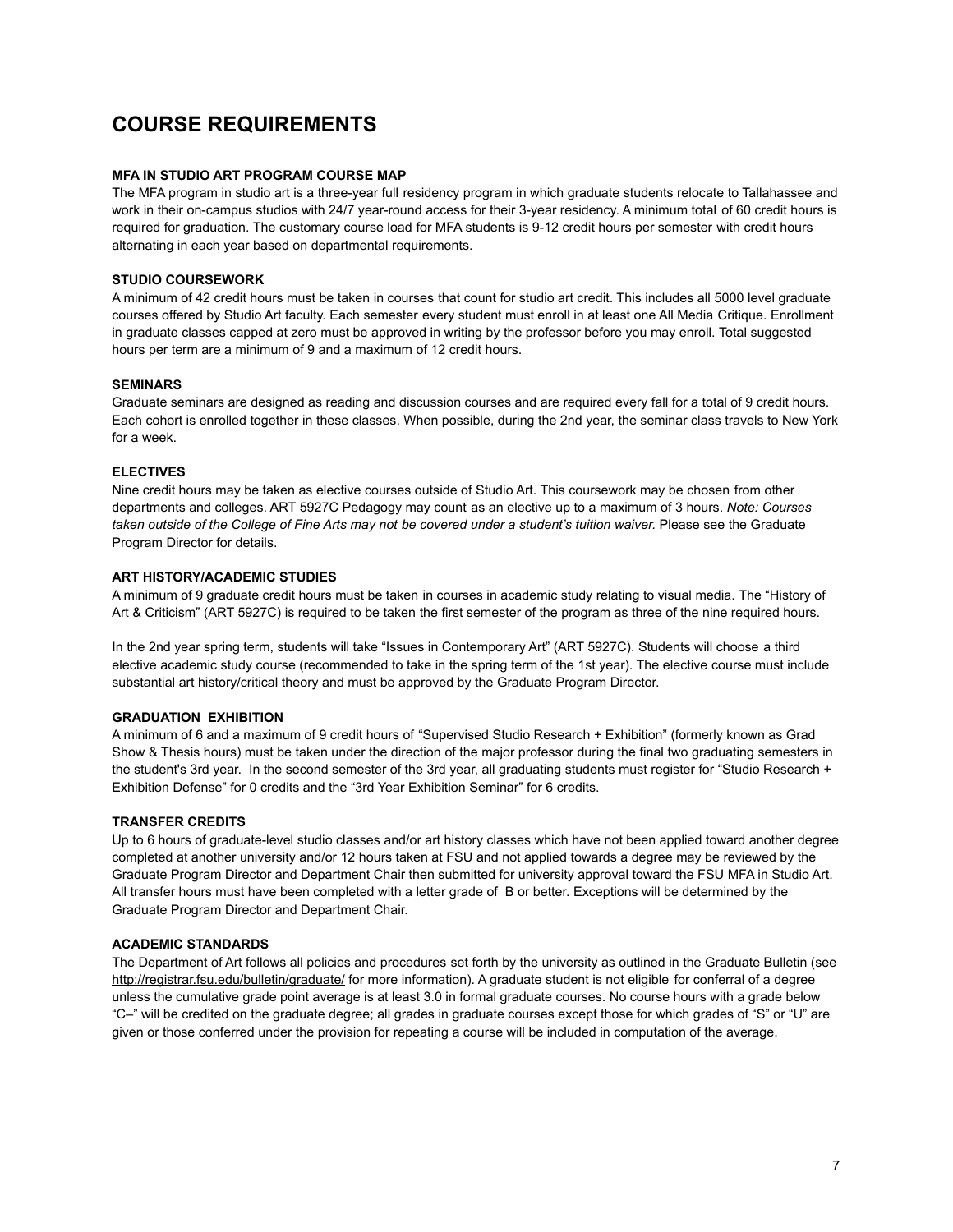# COURSE REQUIREMENTS

### MFA IN STUDIO ART PROGRAM COURSE MAP

The MFA program in studio art is a three-year full residency program in which graduate students relocate to Tallahassee and work in their on-campus studios with 24/7 year-round access for their 3-year residency. A minimum total of 60 credit hours is required for graduation. The customary course load for MFA students is 9-12 credit hours per semester with credit hours alternating in each year based on departmental requirements.

### STUDIO COURSEWORK

A minimum of 42 credit hours must be taken in courses that count for studio art credit. This includes all 5000 level graduate courses offered by Studio Art faculty. Each semester every student must enroll in at least one All Media Critique. Enrollment in graduate classes capped at zero must be approved in writing by the professor before you may enroll. Total suggested hours per term are a minimum of 9 and a maximum of 12 credit hours.

### SEMINARS

Graduate seminars are designed as reading and discussion courses and are required every fall for a total of 9 credit hours. Each cohort is enrolled together in these classes. When possible, during the 2nd year, the seminar class travels to New York for a week.

### ELECTIVES

Nine credit hours may be taken as elective courses outside of Studio Art. This coursework may be chosen from other departments and colleges. ART 5927C Pedagogy may count as an elective up to a maximum of 3 hours. *Note: Courses taken outside of the College of Fine Arts may not be covered under a student's tuition waiver.* Please see the Graduate Program Director for details.

### ART HISTORY/ACADEMIC STUDIES

A minimum of 9 graduate credit hours must be taken in courses in academic study relating to visual media. The "History of Art & Criticism" (ART 5927C) is required to be taken the first semester of the program as three of the nine required hours.

In the 2nd year spring term, students will take "Issues in Contemporary Art" (ART 5927C). Students will choose a third elective academic study course (recommended to take in the spring term of the 1st year). The elective course must include substantial art history/critical theory and must be approved by the Graduate Program Director.

### GRADUATION EXHIBITION

A minimum of 6 and a maximum of 9 credit hours of "Supervised Studio Research + Exhibition" (formerly known as Grad Show & Thesis hours) must be taken under the direction of the major professor during the final two graduating semesters in the student's 3rd year. In the second semester of the 3rd year, all graduating students must register for "Studio Research + Exhibition Defense" for 0 credits and the "3rd Year Exhibition Seminar" for 6 credits.

### TRANSFER CREDITS

Up to 6 hours of graduate-level studio classes and/or art history classes which have not been applied toward another degree completed at another university and/or 12 hours taken at FSU and not applied towards a degree may be reviewed by the Graduate Program Director and Department Chair then submitted for university approval toward the FSU MFA in Studio Art. All transfer hours must have been completed with a letter grade of B or better. Exceptions will be determined by the Graduate Program Director and Department Chair.

### ACADEMIC STANDARDS

The Department of Art follows all policies and procedures set forth by the university as outlined in the Graduate Bulletin (see http://registrar.fsu.edu/bulletin/graduate/ for more information). A graduate student is not eligible for conferral of a degree unless the cumulative grade point average is at least 3.0 in formal graduate courses. No course hours with a grade below "C–" will be credited on the graduate degree; all grades in graduate courses except those for which grades of "S" or "U" are given or those conferred under the provision for repeating a course will be included in computation of the average.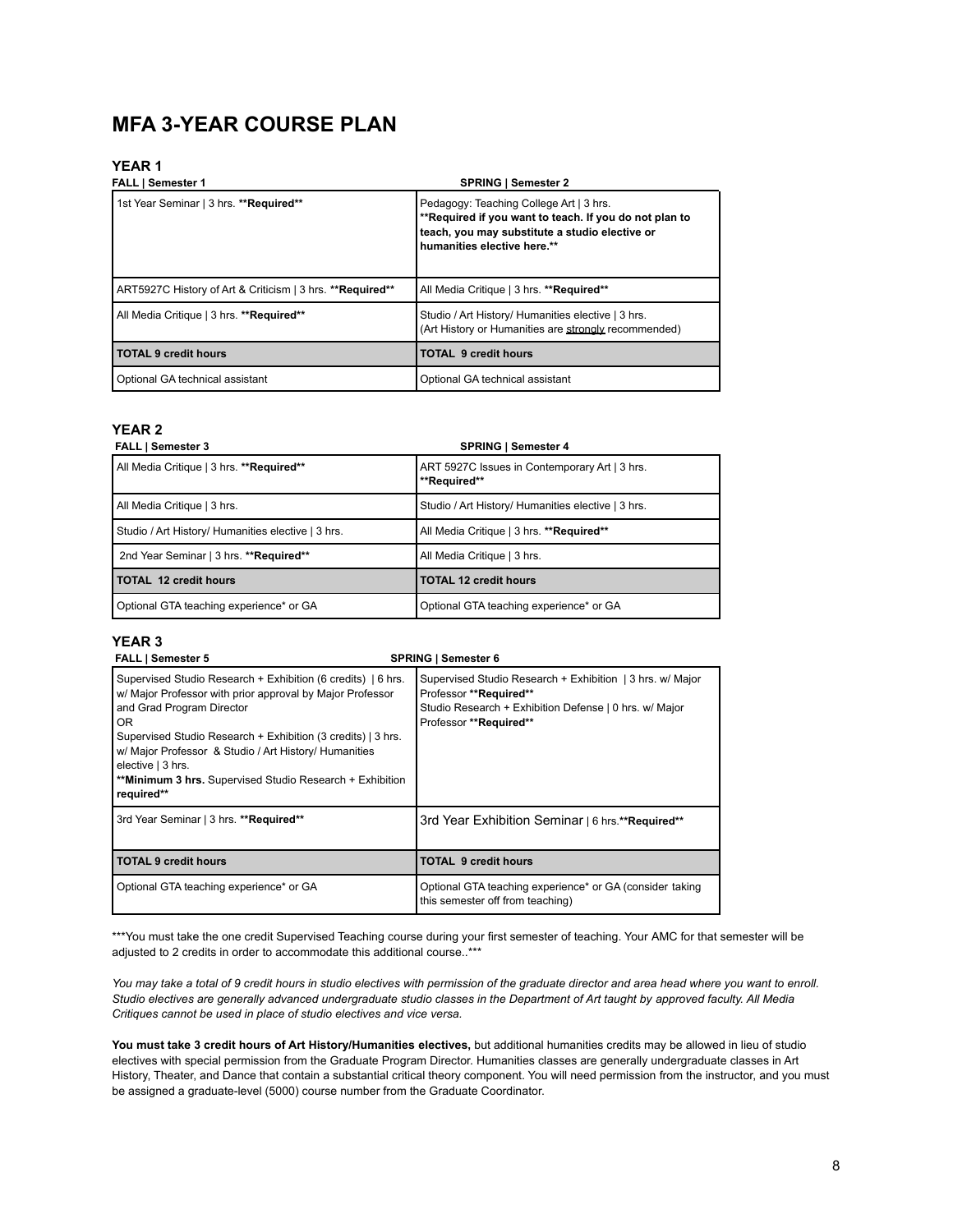# MFA 3-YEAR COURSE PLAN

## YEAR 1

| FALL \| Semester 1 | SPRING \| Semester 2 |
|---|---|
| 1st Year Seminar \| 3 hrs. **Required** | Pedagogy: Teaching College Art \| 3 hrs. **Required if you want to teach. If you do not plan to teach, you may substitute a studio elective or humanities elective here.** |
| ART5927C History of Art & Criticism \| 3 hrs. **Required** | All Media Critique \| 3 hrs. **Required** |
| All Media Critique \| 3 hrs. **Required** | Studio / Art History/ Humanities elective \| 3 hrs. (Art History or Humanities are <u>strongly</u> recommended) |
| **TOTAL 9 credit hours** | **TOTAL 9 credit hours** |
| Optional GA technical assistant | Optional GA technical assistant |

## YEAR 2

| FALL \| Semester 3 | SPRING \| Semester 4 |
|---|---|
| All Media Critique \| 3 hrs. **Required** | ART 5927C Issues in Contemporary Art \| 3 hrs. **Required** |
| All Media Critique \| 3 hrs. | Studio / Art History/ Humanities elective \| 3 hrs. |
| Studio / Art History/ Humanities elective \| 3 hrs. | All Media Critique \| 3 hrs. **Required** |
| 2nd Year Seminar \| 3 hrs. **Required** | All Media Critique \| 3 hrs. |
| **TOTAL 12 credit hours** | **TOTAL 12 credit hours** |
| Optional GTA teaching experience* or GA | Optional GTA teaching experience* or GA |

## YEAR 3

| FALL \| Semester 5 | SPRING \| Semester 6 |
|---|---|
| Supervised Studio Research + Exhibition (6 credits) \| 6 hrs. w/ Major Professor with prior approval by Major Professor and Grad Program Director<br>OR<br>Supervised Studio Research + Exhibition (3 credits) \| 3 hrs. w/ Major Professor & Studio / Art History/ Humanities elective \| 3 hrs.<br>**Minimum 3 hrs.** Supervised Studio Research + Exhibition **required** | Supervised Studio Research + Exhibition \| 3 hrs. w/ Major Professor **Required**<br>Studio Research + Exhibition Defense \| 0 hrs. w/ Major Professor **Required** |
| 3rd Year Seminar \| 3 hrs. **Required** | 3rd Year Exhibition Seminar \| 6 hrs. **Required** |
| **TOTAL 9 credit hours** | **TOTAL 9 credit hours** |
| Optional GTA teaching experience* or GA | Optional GTA teaching experience* or GA (consider taking this semester off from teaching) |

***You must take the one credit Supervised Teaching course during your first semester of teaching. Your AMC for that semester will be adjusted to 2 credits in order to accommodate this additional course..***

*You may take a total of 9 credit hours in studio electives with permission of the graduate director and area head where you want to enroll. Studio electives are generally advanced undergraduate studio classes in the Department of Art taught by approved faculty. All Media Critiques cannot be used in place of studio electives and vice versa.*

**You must take 3 credit hours of Art History/Humanities electives,** but additional humanities credits may be allowed in lieu of studio electives with special permission from the Graduate Program Director. Humanities classes are generally undergraduate classes in Art History, Theater, and Dance that contain a substantial critical theory component. You will need permission from the instructor, and you must be assigned a graduate-level (5000) course number from the Graduate Coordinator.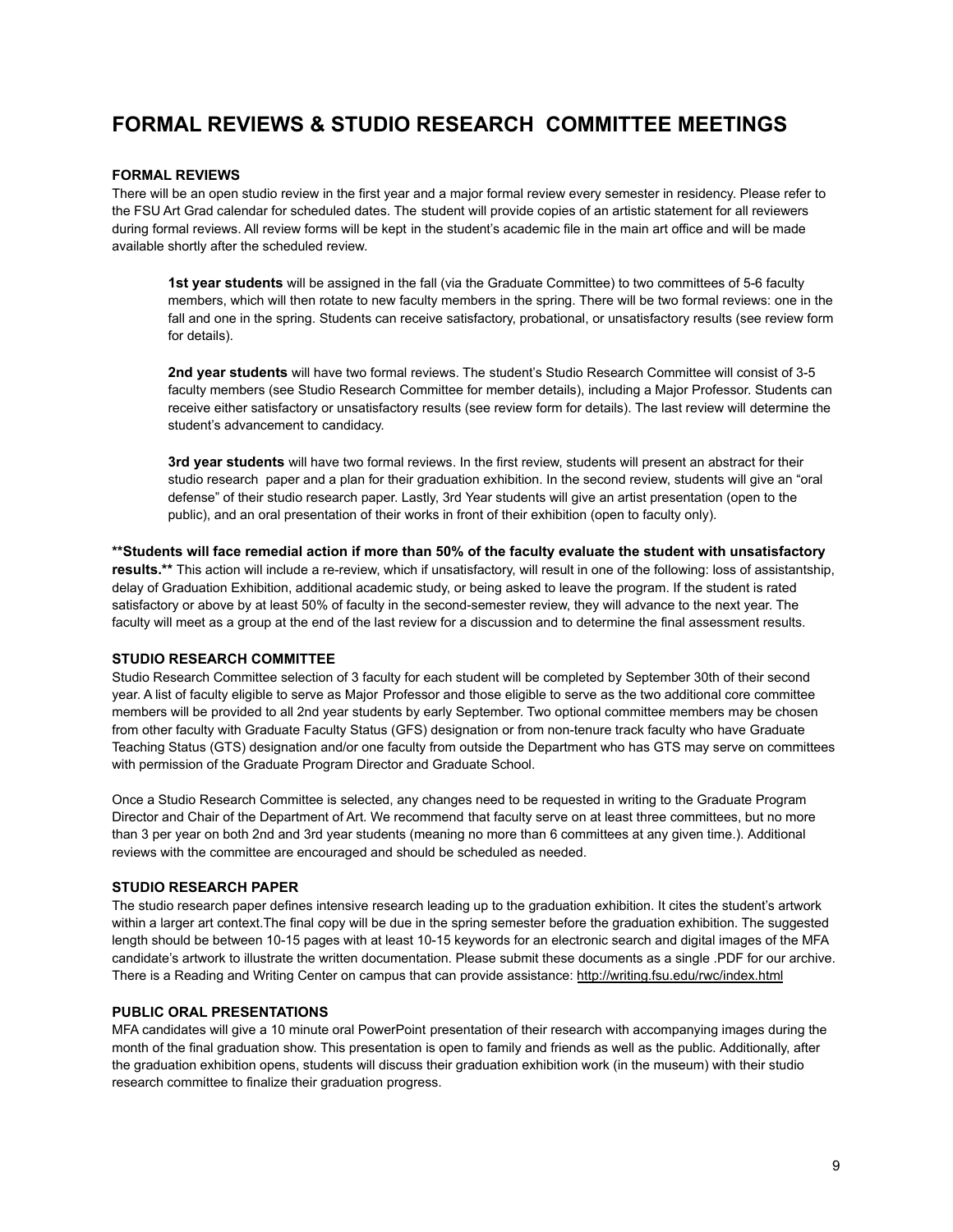# FORMAL REVIEWS & STUDIO RESEARCH COMMITTEE MEETINGS

### FORMAL REVIEWS

There will be an open studio review in the first year and a major formal review every semester in residency. Please refer to the FSU Art Grad calendar for scheduled dates. The student will provide copies of an artistic statement for all reviewers during formal reviews. All review forms will be kept in the student's academic file in the main art office and will be made available shortly after the scheduled review.

> **1st year students** will be assigned in the fall (via the Graduate Committee) to two committees of 5-6 faculty members, which will then rotate to new faculty members in the spring. There will be two formal reviews: one in the fall and one in the spring. Students can receive satisfactory, probational, or unsatisfactory results (see review form for details).
>
> **2nd year students** will have two formal reviews. The student's Studio Research Committee will consist of 3-5 faculty members (see Studio Research Committee for member details), including a Major Professor. Students can receive either satisfactory or unsatisfactory results (see review form for details). The last review will determine the student's advancement to candidacy.
>
> **3rd year students** will have two formal reviews. In the first review, students will present an abstract for their studio research paper and a plan for their graduation exhibition. In the second review, students will give an "oral defense" of their studio research paper. Lastly, 3rd Year students will give an artist presentation (open to the public), and an oral presentation of their works in front of their exhibition (open to faculty only).

**\*\*Students will face remedial action if more than 50% of the faculty evaluate the student with unsatisfactory results.\*\*** This action will include a re-review, which if unsatisfactory, will result in one of the following: loss of assistantship, delay of Graduation Exhibition, additional academic study, or being asked to leave the program. If the student is rated satisfactory or above by at least 50% of faculty in the second-semester review, they will advance to the next year. The faculty will meet as a group at the end of the last review for a discussion and to determine the final assessment results.

### STUDIO RESEARCH COMMITTEE

Studio Research Committee selection of 3 faculty for each student will be completed by September 30th of their second year. A list of faculty eligible to serve as Major Professor and those eligible to serve as the two additional core committee members will be provided to all 2nd year students by early September. Two optional committee members may be chosen from other faculty with Graduate Faculty Status (GFS) designation or from non-tenure track faculty who have Graduate Teaching Status (GTS) designation and/or one faculty from outside the Department who has GTS may serve on committees with permission of the Graduate Program Director and Graduate School.

Once a Studio Research Committee is selected, any changes need to be requested in writing to the Graduate Program Director and Chair of the Department of Art. We recommend that faculty serve on at least three committees, but no more than 3 per year on both 2nd and 3rd year students (meaning no more than 6 committees at any given time.). Additional reviews with the committee are encouraged and should be scheduled as needed.

### STUDIO RESEARCH PAPER

The studio research paper defines intensive research leading up to the graduation exhibition. It cites the student's artwork within a larger art context.The final copy will be due in the spring semester before the graduation exhibition. The suggested length should be between 10-15 pages with at least 10-15 keywords for an electronic search and digital images of the MFA candidate's artwork to illustrate the written documentation. Please submit these documents as a single .PDF for our archive. There is a Reading and Writing Center on campus that can provide assistance: http://writing.fsu.edu/rwc/index.html

### PUBLIC ORAL PRESENTATIONS

MFA candidates will give a 10 minute oral PowerPoint presentation of their research with accompanying images during the month of the final graduation show. This presentation is open to family and friends as well as the public. Additionally, after the graduation exhibition opens, students will discuss their graduation exhibition work (in the museum) with their studio research committee to finalize their graduation progress.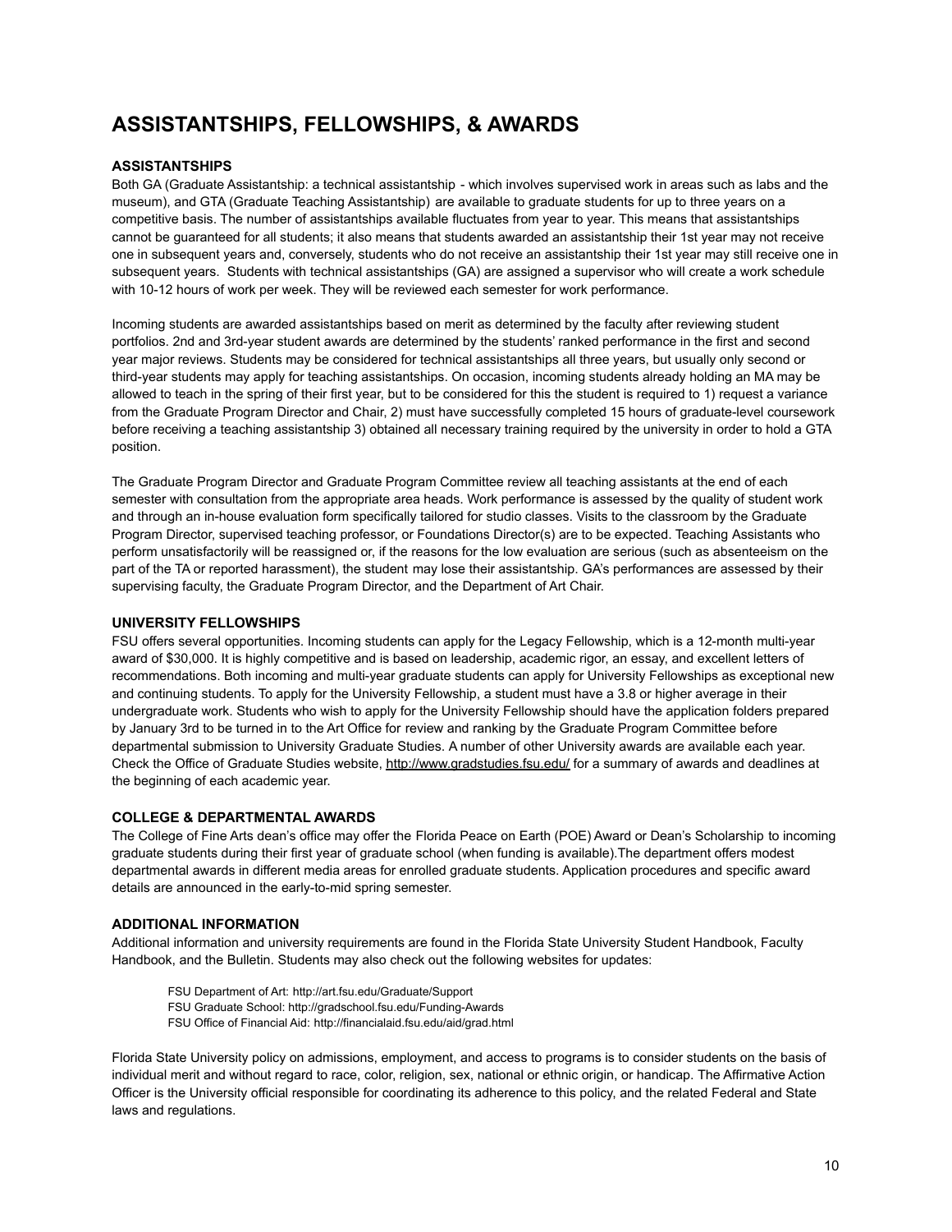# ASSISTANTSHIPS, FELLOWSHIPS, & AWARDS

### ASSISTANTSHIPS

Both GA (Graduate Assistantship: a technical assistantship - which involves supervised work in areas such as labs and the museum), and GTA (Graduate Teaching Assistantship) are available to graduate students for up to three years on a competitive basis. The number of assistantships available fluctuates from year to year. This means that assistantships cannot be guaranteed for all students; it also means that students awarded an assistantship their 1st year may not receive one in subsequent years and, conversely, students who do not receive an assistantship their 1st year may still receive one in subsequent years. Students with technical assistantships (GA) are assigned a supervisor who will create a work schedule with 10-12 hours of work per week. They will be reviewed each semester for work performance.

Incoming students are awarded assistantships based on merit as determined by the faculty after reviewing student portfolios. 2nd and 3rd-year student awards are determined by the students' ranked performance in the first and second year major reviews. Students may be considered for technical assistantships all three years, but usually only second or third-year students may apply for teaching assistantships. On occasion, incoming students already holding an MA may be allowed to teach in the spring of their first year, but to be considered for this the student is required to 1) request a variance from the Graduate Program Director and Chair, 2) must have successfully completed 15 hours of graduate-level coursework before receiving a teaching assistantship 3) obtained all necessary training required by the university in order to hold a GTA position.

The Graduate Program Director and Graduate Program Committee review all teaching assistants at the end of each semester with consultation from the appropriate area heads. Work performance is assessed by the quality of student work and through an in-house evaluation form specifically tailored for studio classes. Visits to the classroom by the Graduate Program Director, supervised teaching professor, or Foundations Director(s) are to be expected. Teaching Assistants who perform unsatisfactorily will be reassigned or, if the reasons for the low evaluation are serious (such as absenteeism on the part of the TA or reported harassment), the student may lose their assistantship. GA's performances are assessed by their supervising faculty, the Graduate Program Director, and the Department of Art Chair.

### UNIVERSITY FELLOWSHIPS

FSU offers several opportunities. Incoming students can apply for the Legacy Fellowship, which is a 12-month multi-year award of $30,000. It is highly competitive and is based on leadership, academic rigor, an essay, and excellent letters of recommendations. Both incoming and multi-year graduate students can apply for University Fellowships as exceptional new and continuing students. To apply for the University Fellowship, a student must have a 3.8 or higher average in their undergraduate work. Students who wish to apply for the University Fellowship should have the application folders prepared by January 3rd to be turned in to the Art Office for review and ranking by the Graduate Program Committee before departmental submission to University Graduate Studies. A number of other University awards are available each year. Check the Office of Graduate Studies website, http://www.gradstudies.fsu.edu/ for a summary of awards and deadlines at the beginning of each academic year.

### COLLEGE & DEPARTMENTAL AWARDS

The College of Fine Arts dean's office may offer the Florida Peace on Earth (POE) Award or Dean's Scholarship to incoming graduate students during their first year of graduate school (when funding is available).The department offers modest departmental awards in different media areas for enrolled graduate students. Application procedures and specific award details are announced in the early-to-mid spring semester.

### ADDITIONAL INFORMATION

Additional information and university requirements are found in the Florida State University Student Handbook, Faculty Handbook, and the Bulletin. Students may also check out the following websites for updates:

FSU Department of Art: http://art.fsu.edu/Graduate/Support
FSU Graduate School: http://gradschool.fsu.edu/Funding-Awards
FSU Office of Financial Aid: http://financialaid.fsu.edu/aid/grad.html

Florida State University policy on admissions, employment, and access to programs is to consider students on the basis of individual merit and without regard to race, color, religion, sex, national or ethnic origin, or handicap. The Affirmative Action Officer is the University official responsible for coordinating its adherence to this policy, and the related Federal and State laws and regulations.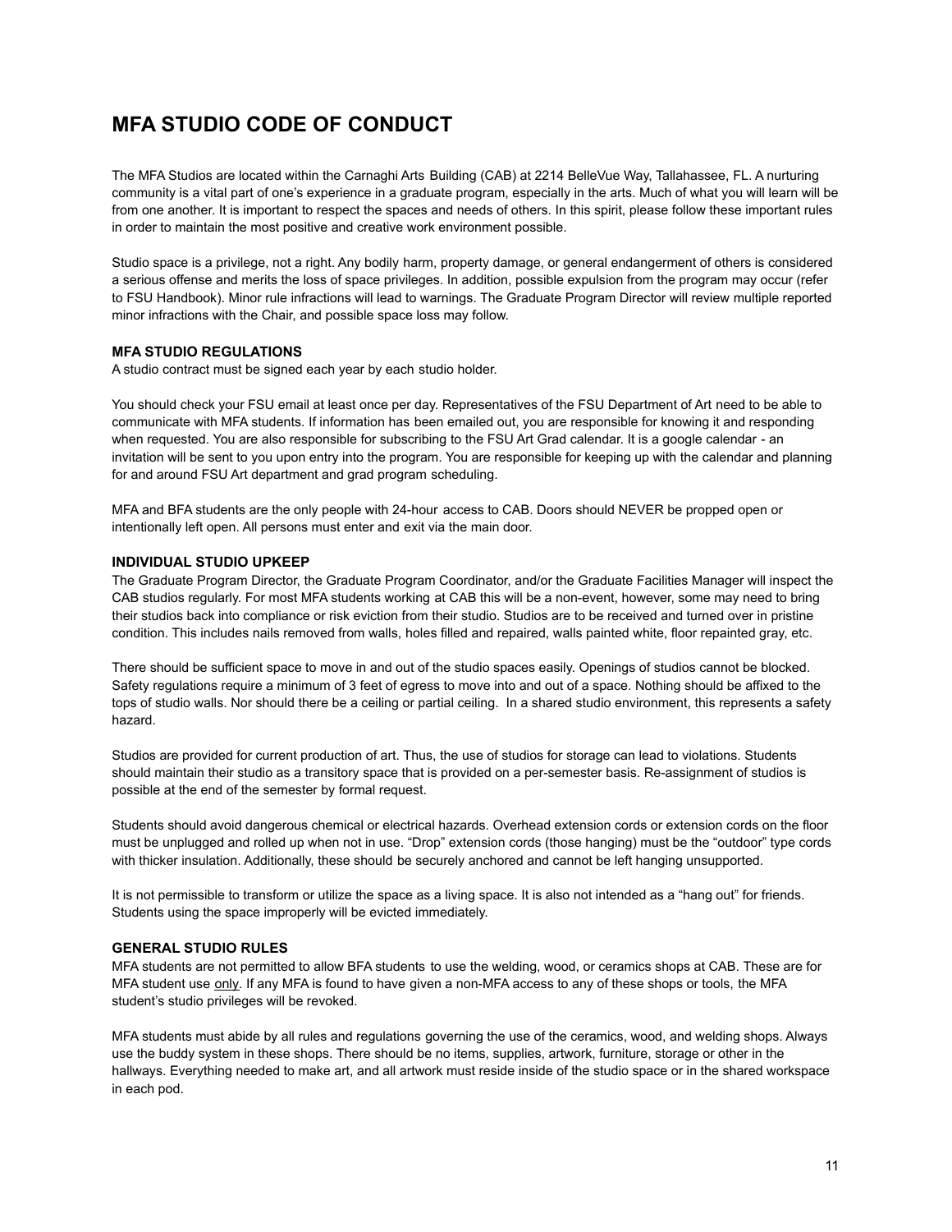# MFA STUDIO CODE OF CONDUCT

The MFA Studios are located within the Carnaghi Arts Building (CAB) at 2214 BelleVue Way, Tallahassee, FL. A nurturing community is a vital part of one's experience in a graduate program, especially in the arts. Much of what you will learn will be from one another. It is important to respect the spaces and needs of others. In this spirit, please follow these important rules in order to maintain the most positive and creative work environment possible.

Studio space is a privilege, not a right. Any bodily harm, property damage, or general endangerment of others is considered a serious offense and merits the loss of space privileges. In addition, possible expulsion from the program may occur (refer to FSU Handbook). Minor rule infractions will lead to warnings. The Graduate Program Director will review multiple reported minor infractions with the Chair, and possible space loss may follow.

### MFA STUDIO REGULATIONS

A studio contract must be signed each year by each studio holder.

You should check your FSU email at least once per day. Representatives of the FSU Department of Art need to be able to communicate with MFA students. If information has been emailed out, you are responsible for knowing it and responding when requested. You are also responsible for subscribing to the FSU Art Grad calendar. It is a google calendar - an invitation will be sent to you upon entry into the program. You are responsible for keeping up with the calendar and planning for and around FSU Art department and grad program scheduling.

MFA and BFA students are the only people with 24-hour access to CAB. Doors should NEVER be propped open or intentionally left open. All persons must enter and exit via the main door.

### INDIVIDUAL STUDIO UPKEEP

The Graduate Program Director, the Graduate Program Coordinator, and/or the Graduate Facilities Manager will inspect the CAB studios regularly. For most MFA students working at CAB this will be a non-event, however, some may need to bring their studios back into compliance or risk eviction from their studio. Studios are to be received and turned over in pristine condition. This includes nails removed from walls, holes filled and repaired, walls painted white, floor repainted gray, etc.

There should be sufficient space to move in and out of the studio spaces easily. Openings of studios cannot be blocked. Safety regulations require a minimum of 3 feet of egress to move into and out of a space. Nothing should be affixed to the tops of studio walls. Nor should there be a ceiling or partial ceiling. In a shared studio environment, this represents a safety hazard.

Studios are provided for current production of art. Thus, the use of studios for storage can lead to violations. Students should maintain their studio as a transitory space that is provided on a per-semester basis. Re-assignment of studios is possible at the end of the semester by formal request.

Students should avoid dangerous chemical or electrical hazards. Overhead extension cords or extension cords on the floor must be unplugged and rolled up when not in use. "Drop" extension cords (those hanging) must be the "outdoor" type cords with thicker insulation. Additionally, these should be securely anchored and cannot be left hanging unsupported.

It is not permissible to transform or utilize the space as a living space. It is also not intended as a "hang out" for friends. Students using the space improperly will be evicted immediately.

### GENERAL STUDIO RULES

MFA students are not permitted to allow BFA students to use the welding, wood, or ceramics shops at CAB. These are for MFA student use <u>only</u>. If any MFA is found to have given a non-MFA access to any of these shops or tools, the MFA student's studio privileges will be revoked.

MFA students must abide by all rules and regulations governing the use of the ceramics, wood, and welding shops. Always use the buddy system in these shops. There should be no items, supplies, artwork, furniture, storage or other in the hallways. Everything needed to make art, and all artwork must reside inside of the studio space or in the shared workspace in each pod.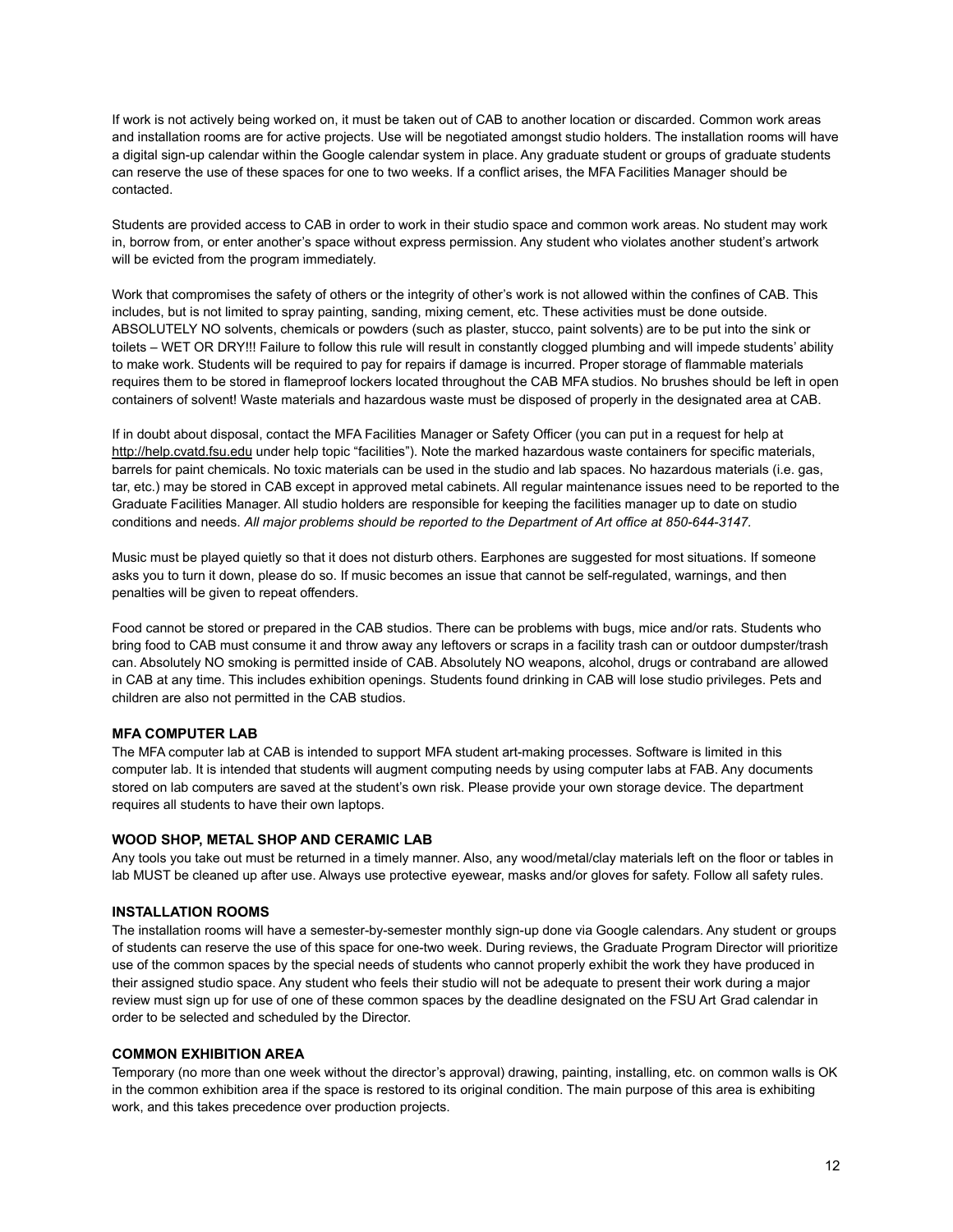If work is not actively being worked on, it must be taken out of CAB to another location or discarded. Common work areas and installation rooms are for active projects. Use will be negotiated amongst studio holders. The installation rooms will have a digital sign-up calendar within the Google calendar system in place. Any graduate student or groups of graduate students can reserve the use of these spaces for one to two weeks. If a conflict arises, the MFA Facilities Manager should be contacted.

Students are provided access to CAB in order to work in their studio space and common work areas. No student may work in, borrow from, or enter another's space without express permission. Any student who violates another student's artwork will be evicted from the program immediately.

Work that compromises the safety of others or the integrity of other's work is not allowed within the confines of CAB. This includes, but is not limited to spray painting, sanding, mixing cement, etc. These activities must be done outside. ABSOLUTELY NO solvents, chemicals or powders (such as plaster, stucco, paint solvents) are to be put into the sink or toilets – WET OR DRY!!! Failure to follow this rule will result in constantly clogged plumbing and will impede students' ability to make work. Students will be required to pay for repairs if damage is incurred. Proper storage of flammable materials requires them to be stored in flameproof lockers located throughout the CAB MFA studios. No brushes should be left in open containers of solvent! Waste materials and hazardous waste must be disposed of properly in the designated area at CAB.

If in doubt about disposal, contact the MFA Facilities Manager or Safety Officer (you can put in a request for help at http://help.cvatd.fsu.edu under help topic "facilities"). Note the marked hazardous waste containers for specific materials, barrels for paint chemicals. No toxic materials can be used in the studio and lab spaces. No hazardous materials (i.e. gas, tar, etc.) may be stored in CAB except in approved metal cabinets. All regular maintenance issues need to be reported to the Graduate Facilities Manager. All studio holders are responsible for keeping the facilities manager up to date on studio conditions and needs. *All major problems should be reported to the Department of Art office at 850-644-3147.*

Music must be played quietly so that it does not disturb others. Earphones are suggested for most situations. If someone asks you to turn it down, please do so. If music becomes an issue that cannot be self-regulated, warnings, and then penalties will be given to repeat offenders.

Food cannot be stored or prepared in the CAB studios. There can be problems with bugs, mice and/or rats. Students who bring food to CAB must consume it and throw away any leftovers or scraps in a facility trash can or outdoor dumpster/trash can. Absolutely NO smoking is permitted inside of CAB. Absolutely NO weapons, alcohol, drugs or contraband are allowed in CAB at any time. This includes exhibition openings. Students found drinking in CAB will lose studio privileges. Pets and children are also not permitted in the CAB studios.

### MFA COMPUTER LAB

The MFA computer lab at CAB is intended to support MFA student art-making processes. Software is limited in this computer lab. It is intended that students will augment computing needs by using computer labs at FAB. Any documents stored on lab computers are saved at the student's own risk. Please provide your own storage device. The department requires all students to have their own laptops.

### WOOD SHOP, METAL SHOP AND CERAMIC LAB

Any tools you take out must be returned in a timely manner. Also, any wood/metal/clay materials left on the floor or tables in lab MUST be cleaned up after use. Always use protective eyewear, masks and/or gloves for safety. Follow all safety rules.

### INSTALLATION ROOMS

The installation rooms will have a semester-by-semester monthly sign-up done via Google calendars. Any student or groups of students can reserve the use of this space for one-two week. During reviews, the Graduate Program Director will prioritize use of the common spaces by the special needs of students who cannot properly exhibit the work they have produced in their assigned studio space. Any student who feels their studio will not be adequate to present their work during a major review must sign up for use of one of these common spaces by the deadline designated on the FSU Art Grad calendar in order to be selected and scheduled by the Director.

### COMMON EXHIBITION AREA

Temporary (no more than one week without the director's approval) drawing, painting, installing, etc. on common walls is OK in the common exhibition area if the space is restored to its original condition. The main purpose of this area is exhibiting work, and this takes precedence over production projects.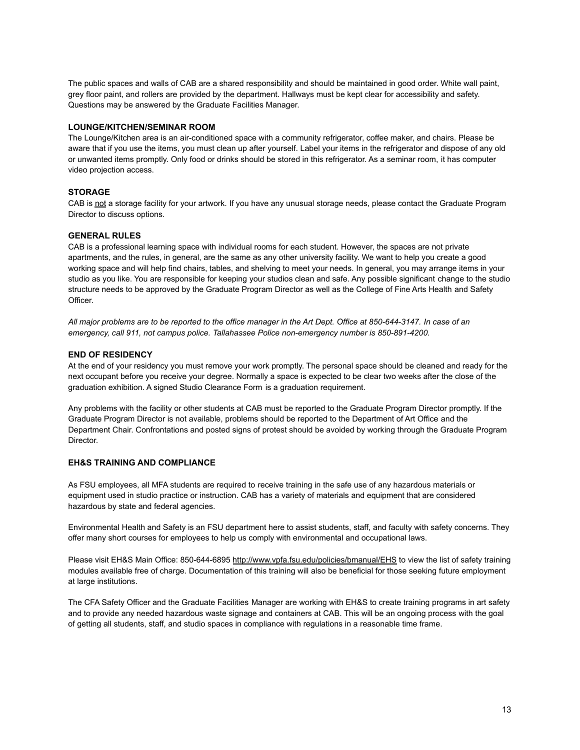The public spaces and walls of CAB are a shared responsibility and should be maintained in good order. White wall paint, grey floor paint, and rollers are provided by the department. Hallways must be kept clear for accessibility and safety. Questions may be answered by the Graduate Facilities Manager.

**LOUNGE/KITCHEN/SEMINAR ROOM**

The Lounge/Kitchen area is an air-conditioned space with a community refrigerator, coffee maker, and chairs. Please be aware that if you use the items, you must clean up after yourself. Label your items in the refrigerator and dispose of any old or unwanted items promptly. Only food or drinks should be stored in this refrigerator. As a seminar room, it has computer video projection access.

**STORAGE**

CAB is <u>not</u> a storage facility for your artwork. If you have any unusual storage needs, please contact the Graduate Program Director to discuss options.

**GENERAL RULES**

CAB is a professional learning space with individual rooms for each student. However, the spaces are not private apartments, and the rules, in general, are the same as any other university facility. We want to help you create a good working space and will help find chairs, tables, and shelving to meet your needs. In general, you may arrange items in your studio as you like. You are responsible for keeping your studios clean and safe. Any possible significant change to the studio structure needs to be approved by the Graduate Program Director as well as the College of Fine Arts Health and Safety Officer.

*All major problems are to be reported to the office manager in the Art Dept. Office at 850-644-3147. In case of an emergency, call 911, not campus police. Tallahassee Police non-emergency number is 850-891-4200.*

**END OF RESIDENCY**

At the end of your residency you must remove your work promptly. The personal space should be cleaned and ready for the next occupant before you receive your degree. Normally a space is expected to be clear two weeks after the close of the graduation exhibition. A signed Studio Clearance Form is a graduation requirement.

Any problems with the facility or other students at CAB must be reported to the Graduate Program Director promptly. If the Graduate Program Director is not available, problems should be reported to the Department of Art Office and the Department Chair. Confrontations and posted signs of protest should be avoided by working through the Graduate Program Director.

**EH&S TRAINING AND COMPLIANCE**

As FSU employees, all MFA students are required to receive training in the safe use of any hazardous materials or equipment used in studio practice or instruction. CAB has a variety of materials and equipment that are considered hazardous by state and federal agencies.

Environmental Health and Safety is an FSU department here to assist students, staff, and faculty with safety concerns. They offer many short courses for employees to help us comply with environmental and occupational laws.

Please visit EH&S Main Office: 850-644-6895 http://www.vpfa.fsu.edu/policies/bmanual/EHS to view the list of safety training modules available free of charge. Documentation of this training will also be beneficial for those seeking future employment at large institutions.

The CFA Safety Officer and the Graduate Facilities Manager are working with EH&S to create training programs in art safety and to provide any needed hazardous waste signage and containers at CAB. This will be an ongoing process with the goal of getting all students, staff, and studio spaces in compliance with regulations in a reasonable time frame.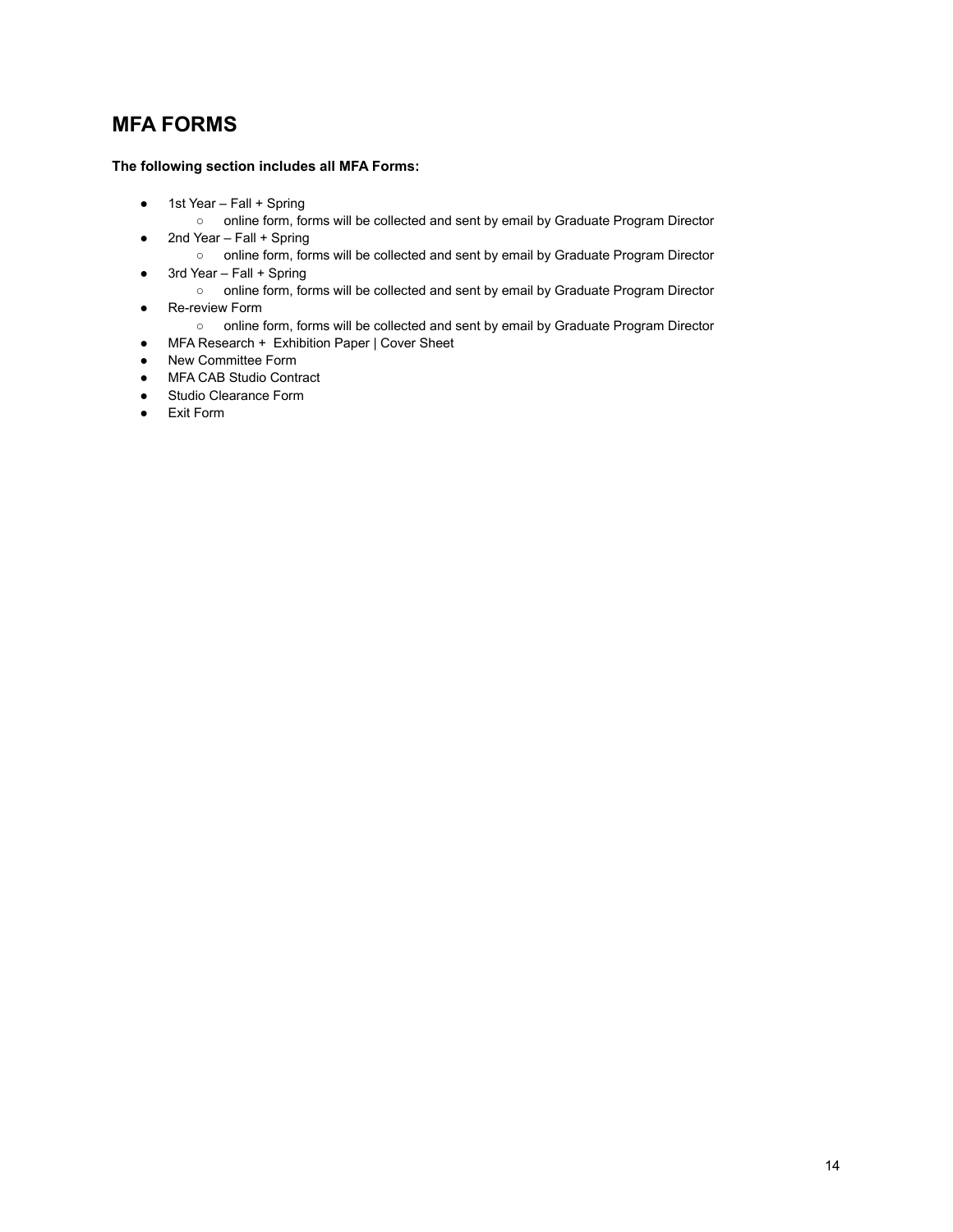## MFA FORMS

**The following section includes all MFA Forms:**

- 1st Year – Fall + Spring
  - online form, forms will be collected and sent by email by Graduate Program Director
- 2nd Year – Fall + Spring
  - online form, forms will be collected and sent by email by Graduate Program Director
- 3rd Year – Fall + Spring
  - online form, forms will be collected and sent by email by Graduate Program Director
- Re-review Form
  - online form, forms will be collected and sent by email by Graduate Program Director
- MFA Research + Exhibition Paper | Cover Sheet
- New Committee Form
- MFA CAB Studio Contract
- Studio Clearance Form
- Exit Form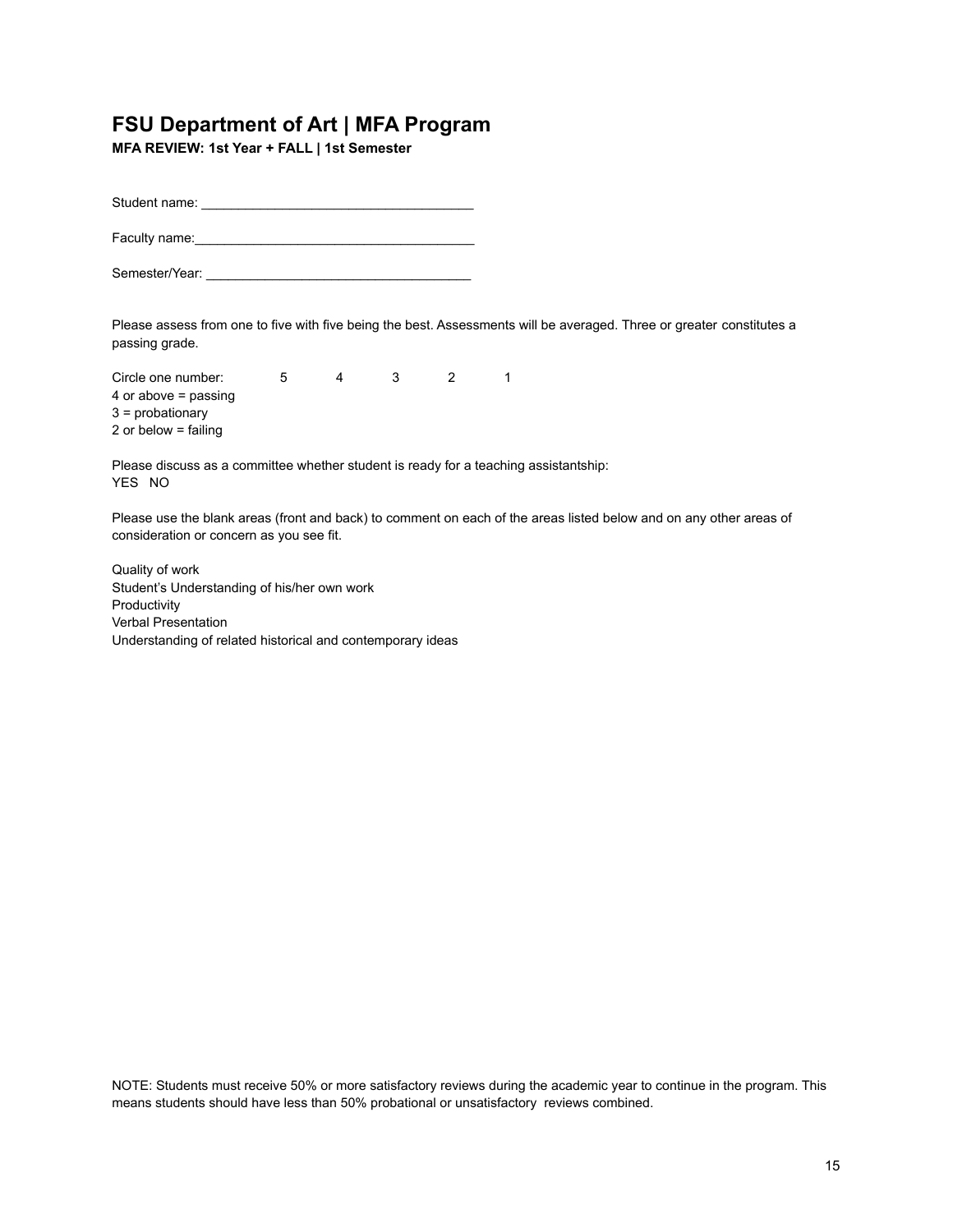# FSU Department of Art | MFA Program

**MFA REVIEW: 1st Year + FALL | 1st Semester**

Student name: _____________________________________

Faculty name:_______________________________________

Semester/Year: ____________________________________

Please assess from one to five with five being the best. Assessments will be averaged. Three or greater constitutes a passing grade.

Circle one number: 5 4 3 2 1

4 or above = passing
3 = probationary
2 or below = failing

Please discuss as a committee whether student is ready for a teaching assistantship:
YES NO

Please use the blank areas (front and back) to comment on each of the areas listed below and on any other areas of consideration or concern as you see fit.

Quality of work
Student's Understanding of his/her own work
Productivity
Verbal Presentation
Understanding of related historical and contemporary ideas

NOTE: Students must receive 50% or more satisfactory reviews during the academic year to continue in the program. This means students should have less than 50% probational or unsatisfactory reviews combined.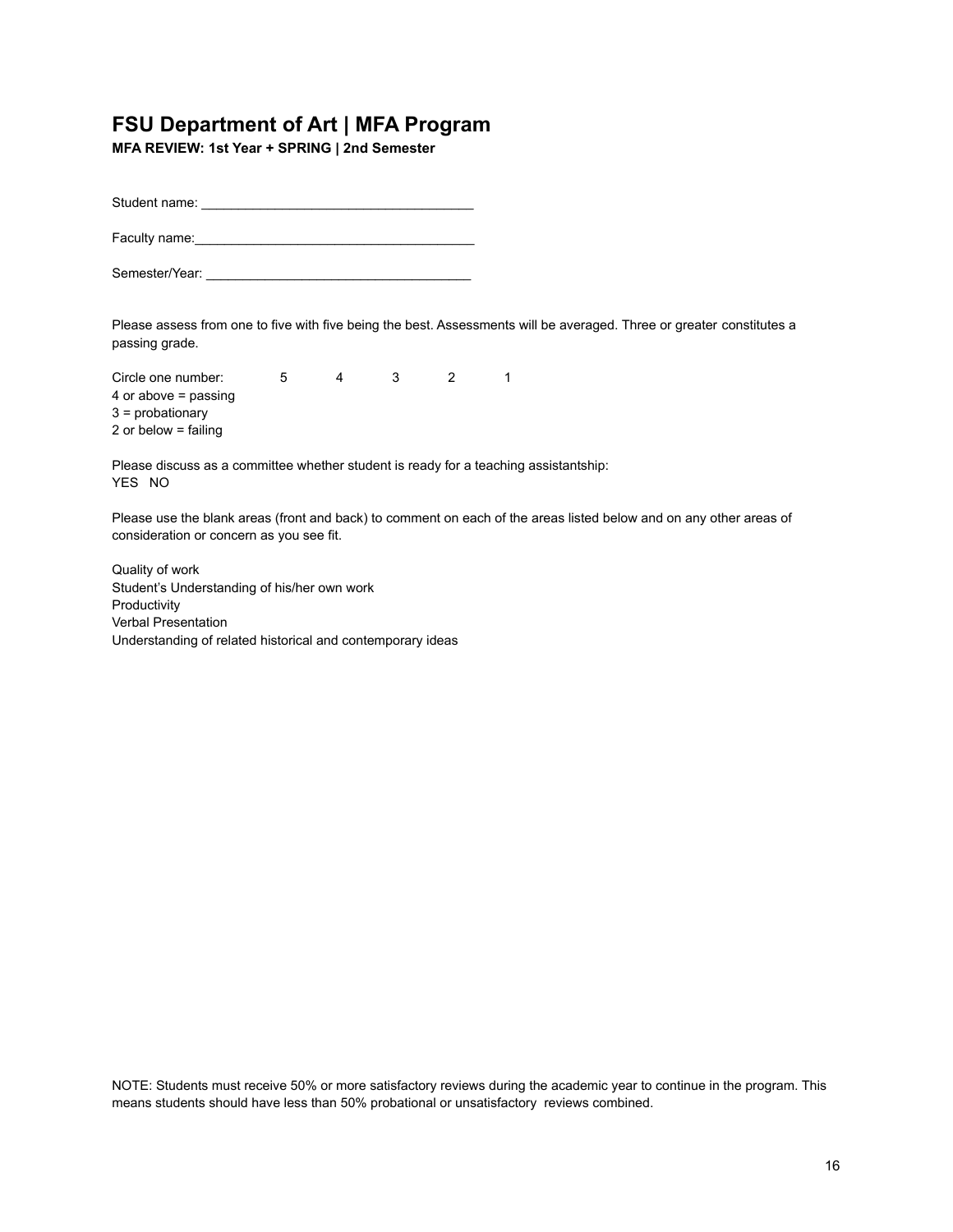# FSU Department of Art | MFA Program

**MFA REVIEW: 1st Year + SPRING | 2nd Semester**

Student name: ____________________________________

Faculty name:______________________________________

Semester/Year: ____________________________________

Please assess from one to five with five being the best. Assessments will be averaged. Three or greater constitutes a passing grade.

Circle one number: 5 4 3 2 1

4 or above = passing

3 = probationary

2 or below = failing

Please discuss as a committee whether student is ready for a teaching assistantship:

YES NO

Please use the blank areas (front and back) to comment on each of the areas listed below and on any other areas of consideration or concern as you see fit.

Quality of work

Student's Understanding of his/her own work

Productivity

Verbal Presentation

Understanding of related historical and contemporary ideas

NOTE: Students must receive 50% or more satisfactory reviews during the academic year to continue in the program. This means students should have less than 50% probational or unsatisfactory reviews combined.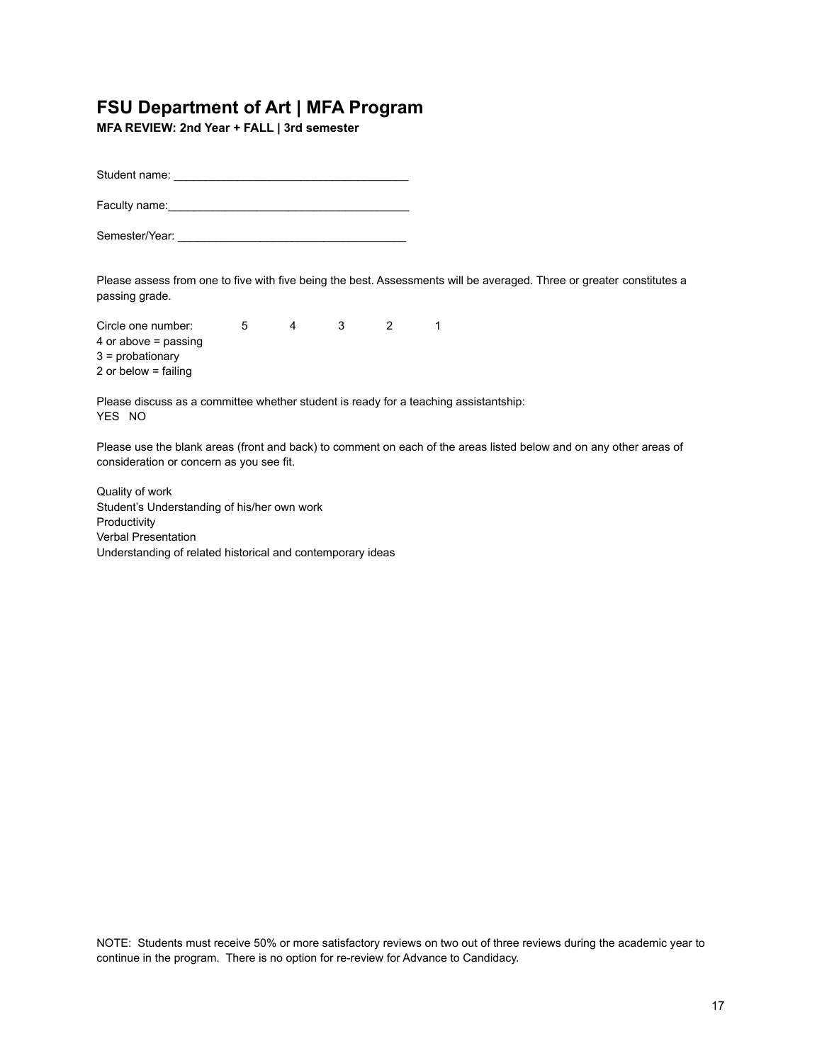# FSU Department of Art | MFA Program

**MFA REVIEW: 2nd Year + FALL | 3rd semester**

Student name: ______________________________________

Faculty name:_______________________________________

Semester/Year: _____________________________________

Please assess from one to five with five being the best. Assessments will be averaged. Three or greater constitutes a passing grade.

Circle one number: 5 4 3 2 1

4 or above = passing
3 = probationary
2 or below = failing

Please discuss as a committee whether student is ready for a teaching assistantship:
YES NO

Please use the blank areas (front and back) to comment on each of the areas listed below and on any other areas of consideration or concern as you see fit.

Quality of work
Student's Understanding of his/her own work
Productivity
Verbal Presentation
Understanding of related historical and contemporary ideas

NOTE: Students must receive 50% or more satisfactory reviews on two out of three reviews during the academic year to continue in the program. There is no option for re-review for Advance to Candidacy.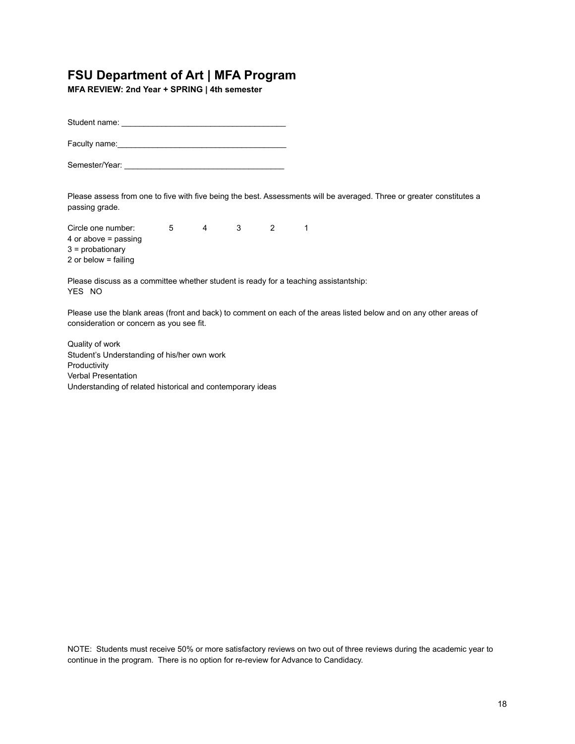# FSU Department of Art | MFA Program

**MFA REVIEW: 2nd Year + SPRING | 4th semester**

Student name: _____________________________________

Faculty name:_______________________________________

Semester/Year: ____________________________________

Please assess from one to five with five being the best. Assessments will be averaged. Three or greater constitutes a passing grade.

Circle one number: 5 4 3 2 1

4 or above = passing
3 = probationary
2 or below = failing

Please discuss as a committee whether student is ready for a teaching assistantship:
YES NO

Please use the blank areas (front and back) to comment on each of the areas listed below and on any other areas of consideration or concern as you see fit.

Quality of work
Student's Understanding of his/her own work
Productivity
Verbal Presentation
Understanding of related historical and contemporary ideas

NOTE: Students must receive 50% or more satisfactory reviews on two out of three reviews during the academic year to continue in the program. There is no option for re-review for Advance to Candidacy.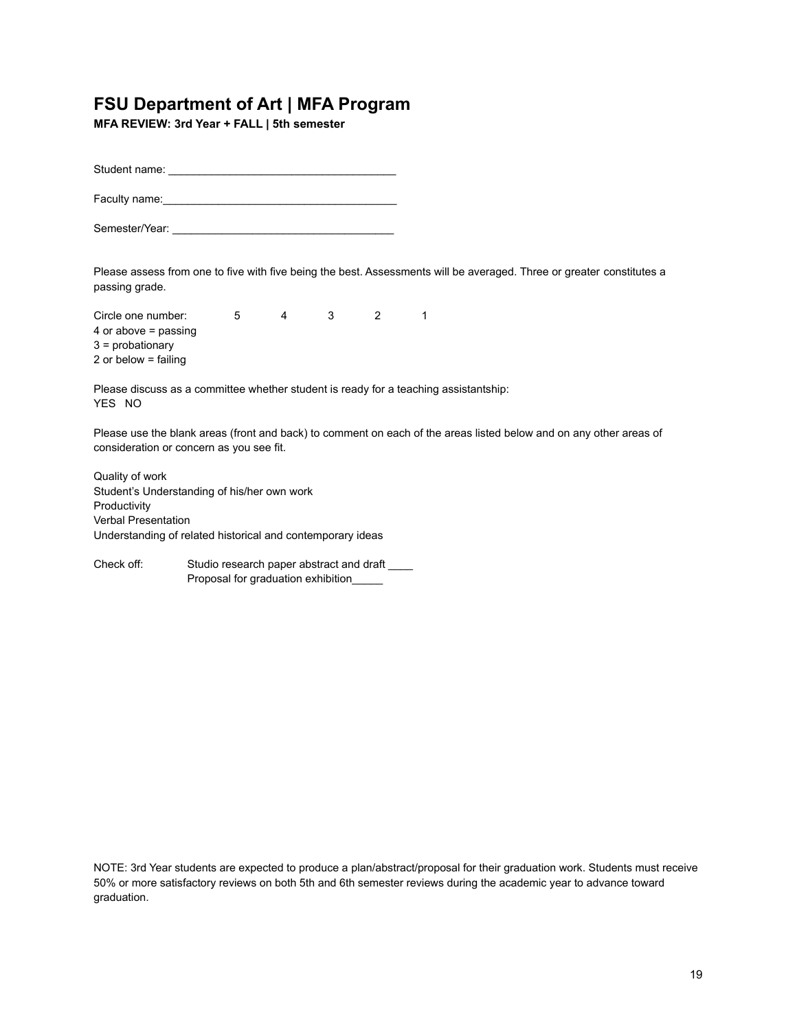# FSU Department of Art | MFA Program

**MFA REVIEW: 3rd Year + FALL | 5th semester**

Student name: _____________________________________

Faculty name:_______________________________________

Semester/Year: ____________________________________

Please assess from one to five with five being the best. Assessments will be averaged. Three or greater constitutes a passing grade.

Circle one number: 5 4 3 2 1

4 or above = passing
3 = probationary
2 or below = failing

Please discuss as a committee whether student is ready for a teaching assistantship:
YES NO

Please use the blank areas (front and back) to comment on each of the areas listed below and on any other areas of consideration or concern as you see fit.

Quality of work
Student's Understanding of his/her own work
Productivity
Verbal Presentation
Understanding of related historical and contemporary ideas

Check off: Studio research paper abstract and draft ____
Proposal for graduation exhibition_____

NOTE: 3rd Year students are expected to produce a plan/abstract/proposal for their graduation work. Students must receive 50% or more satisfactory reviews on both 5th and 6th semester reviews during the academic year to advance toward graduation.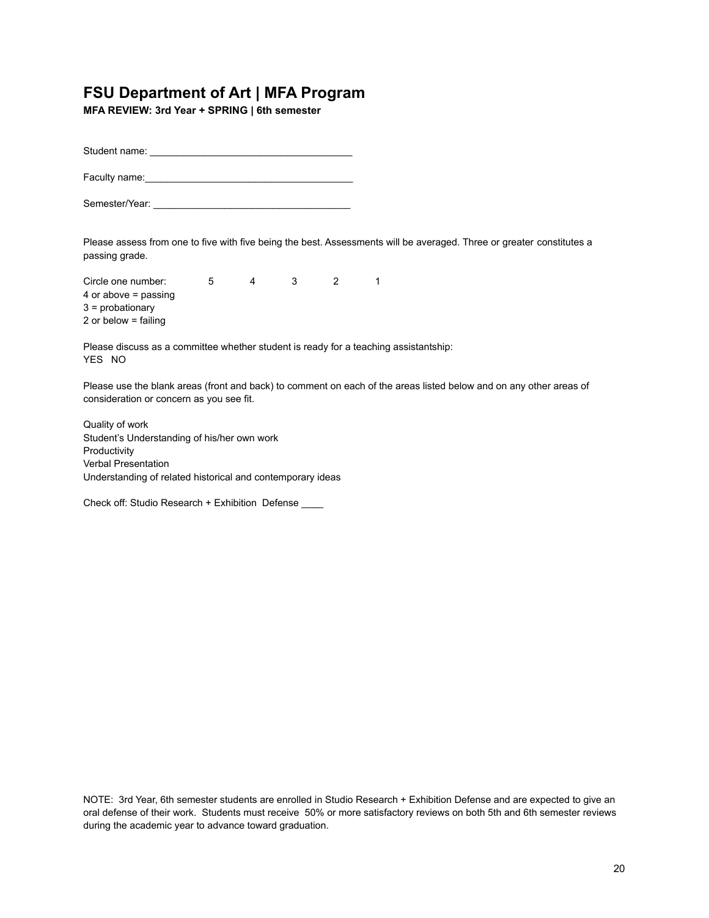## FSU Department of Art | MFA Program

**MFA REVIEW: 3rd Year + SPRING | 6th semester**

Student name: ____________________________________

Faculty name:______________________________________

Semester/Year: ____________________________________

Please assess from one to five with five being the best. Assessments will be averaged. Three or greater constitutes a passing grade.

Circle one number: 5 4 3 2 1
4 or above = passing
3 = probationary
2 or below = failing

Please discuss as a committee whether student is ready for a teaching assistantship:
YES NO

Please use the blank areas (front and back) to comment on each of the areas listed below and on any other areas of consideration or concern as you see fit.

Quality of work
Student's Understanding of his/her own work
Productivity
Verbal Presentation
Understanding of related historical and contemporary ideas

Check off: Studio Research + Exhibition Defense ____

NOTE: 3rd Year, 6th semester students are enrolled in Studio Research + Exhibition Defense and are expected to give an oral defense of their work. Students must receive 50% or more satisfactory reviews on both 5th and 6th semester reviews during the academic year to advance toward graduation.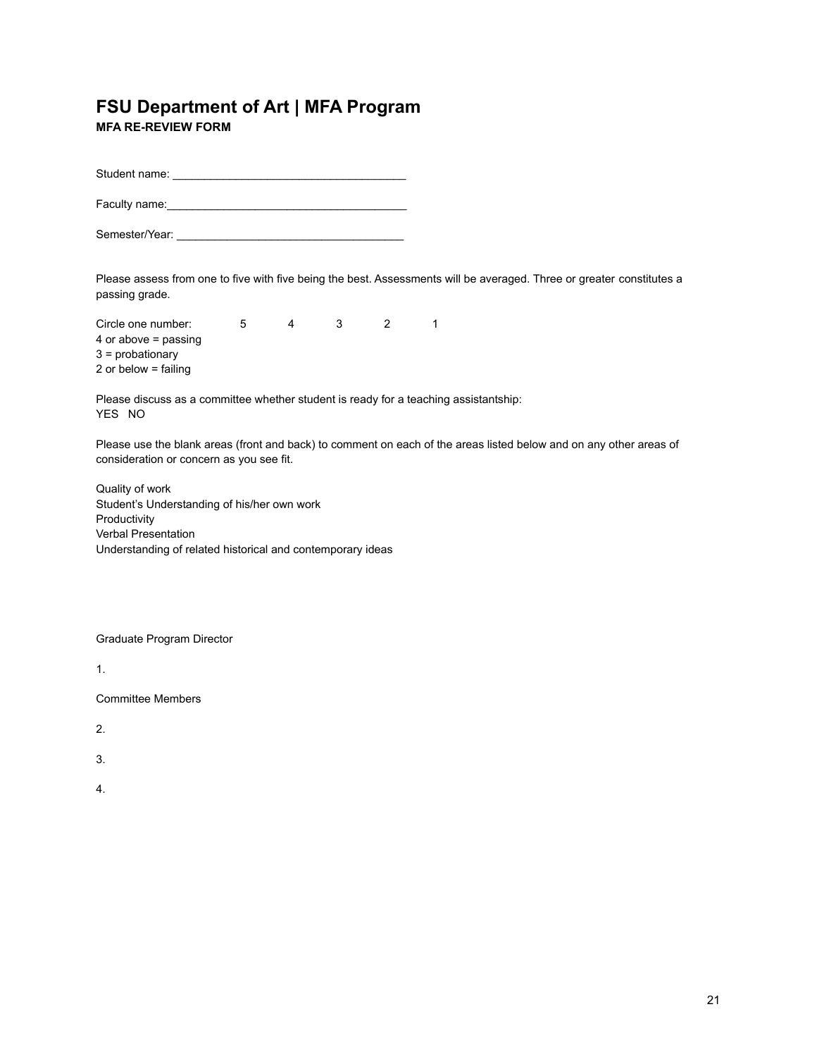# FSU Department of Art | MFA Program

**MFA RE-REVIEW FORM**

Student name: ____________________________________

Faculty name:______________________________________

Semester/Year: ____________________________________

Please assess from one to five with five being the best. Assessments will be averaged. Three or greater constitutes a passing grade.

Circle one number: 5 4 3 2 1

4 or above = passing

3 = probationary

2 or below = failing

Please discuss as a committee whether student is ready for a teaching assistantship:

YES NO

Please use the blank areas (front and back) to comment on each of the areas listed below and on any other areas of consideration or concern as you see fit.

Quality of work

Student's Understanding of his/her own work

Productivity

Verbal Presentation

Understanding of related historical and contemporary ideas

Graduate Program Director

1.

Committee Members

2.

3.

4.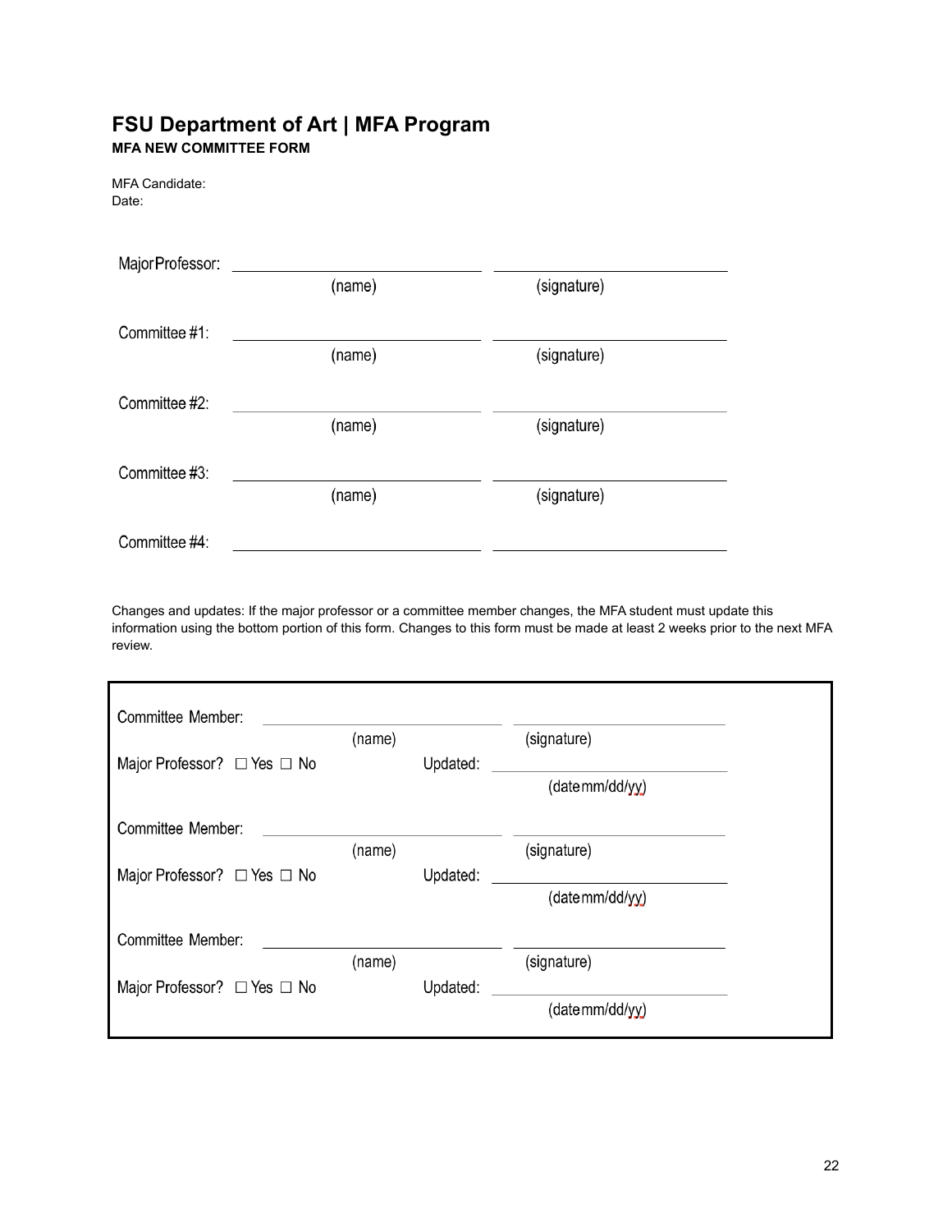## FSU Department of Art | MFA Program

**MFA NEW COMMITTEE FORM**

MFA Candidate:
Date:

Major Professor: ______________________ ______________________
(name) (signature)

Committee #1: ______________________ ______________________
(name) (signature)

Committee #2: ______________________ ______________________
(name) (signature)

Committee #3: ______________________ ______________________
(name) (signature)

Committee #4: ______________________ ______________________

Changes and updates: If the major professor or a committee member changes, the MFA student must update this information using the bottom portion of this form. Changes to this form must be made at least 2 weeks prior to the next MFA review.

Committee Member: ______________________ ______________________
(name) (signature)
Major Professor? ☐ Yes ☐ No Updated: ______________________
(date mm/dd/yy)

Committee Member: ______________________ ______________________
(name) (signature)
Major Professor? ☐ Yes ☐ No Updated: ______________________
(date mm/dd/yy)

Committee Member: ______________________ ______________________
(name) (signature)
Major Professor? ☐ Yes ☐ No Updated: ______________________
(date mm/dd/yy)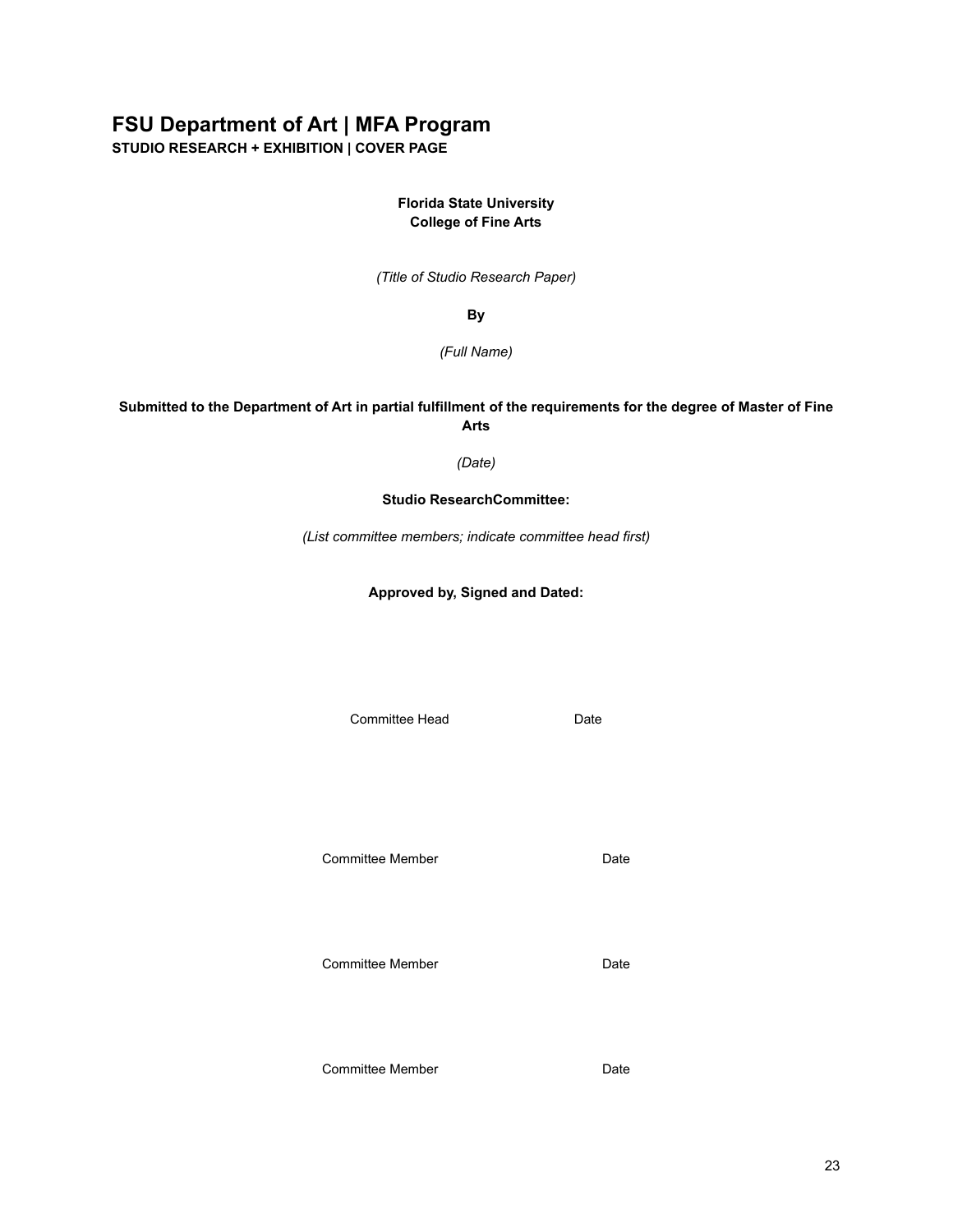# FSU Department of Art | MFA Program

**STUDIO RESEARCH + EXHIBITION | COVER PAGE**

**Florida State University**
**College of Fine Arts**

*(Title of Studio Research Paper)*

**By**

*(Full Name)*

**Submitted to the Department of Art in partial fulfillment of the requirements for the degree of Master of Fine Arts**

*(Date)*

**Studio ResearchCommittee:**

*(List committee members; indicate committee head first)*

**Approved by, Signed and Dated:**

Committee Head                    Date

Committee Member                    Date

Committee Member                    Date

Committee Member                    Date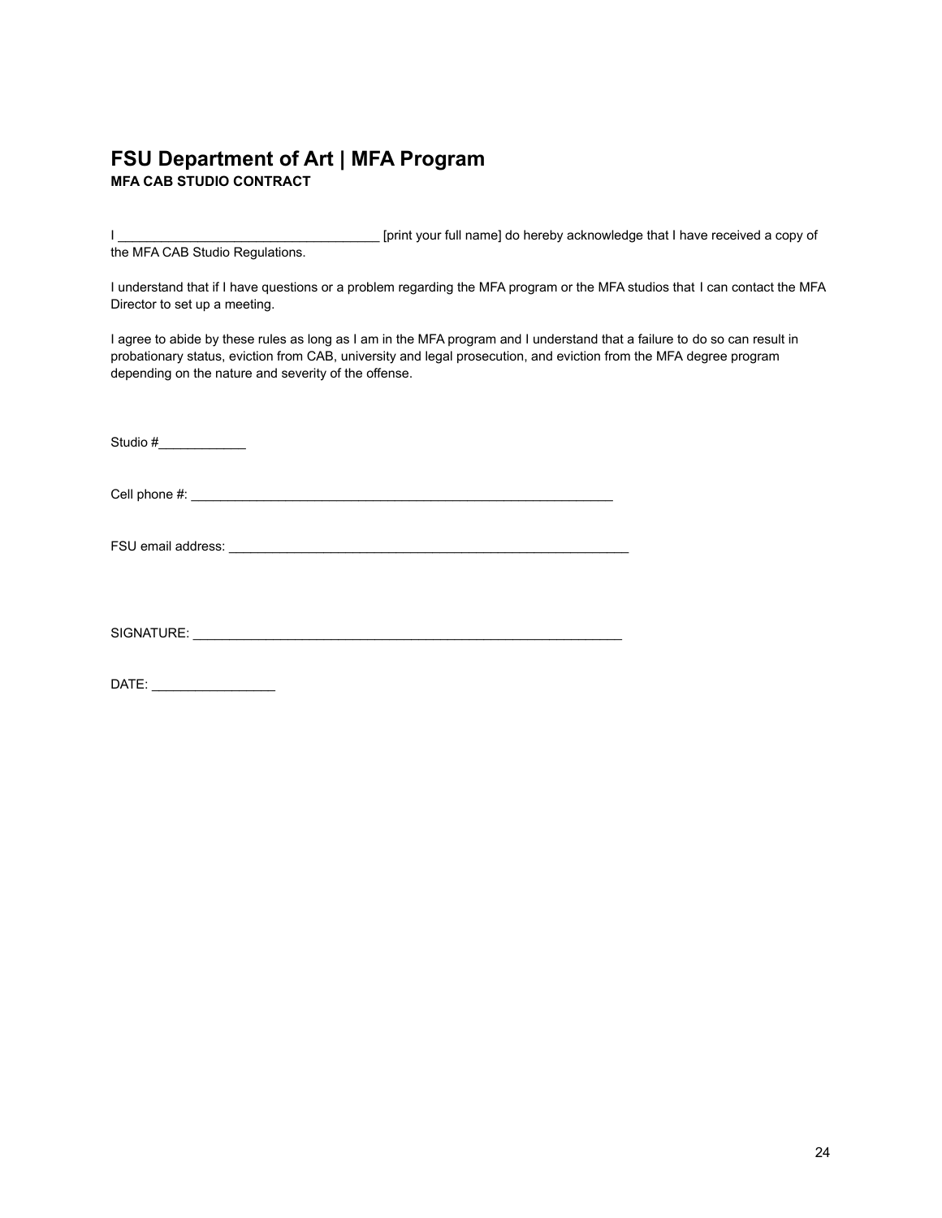# FSU Department of Art | MFA Program

**MFA CAB STUDIO CONTRACT**

I ____________________________________ [print your full name] do hereby acknowledge that I have received a copy of the MFA CAB Studio Regulations.

I understand that if I have questions or a problem regarding the MFA program or the MFA studios that I can contact the MFA Director to set up a meeting.

I agree to abide by these rules as long as I am in the MFA program and I understand that a failure to do so can result in probationary status, eviction from CAB, university and legal prosecution, and eviction from the MFA degree program depending on the nature and severity of the offense.

Studio #____________

Cell phone #: ____________________________________________________________

FSU email address: _________________________________________________________

SIGNATURE: _____________________________________________________________

DATE: _________________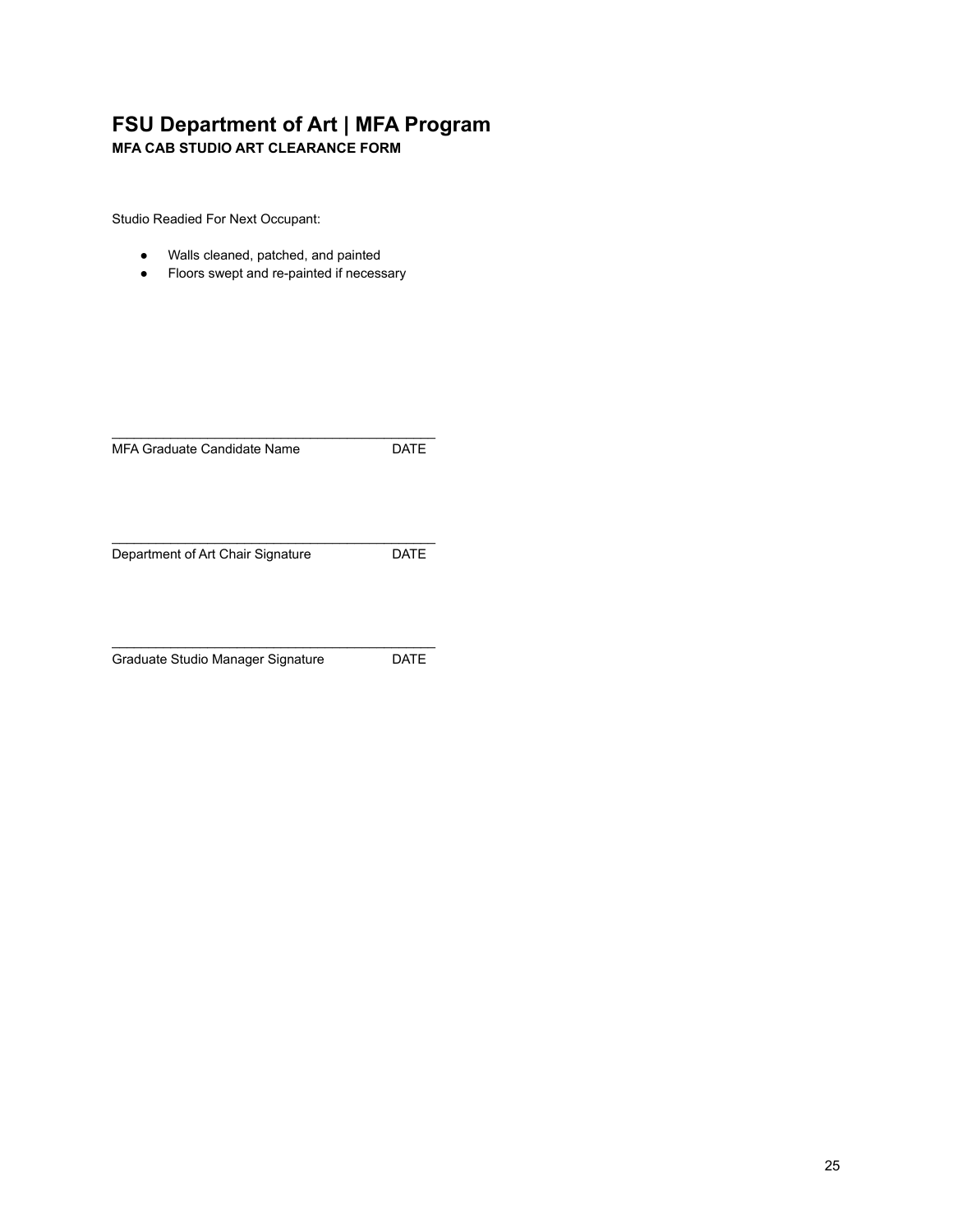# FSU Department of Art | MFA Program

**MFA CAB STUDIO ART CLEARANCE FORM**

Studio Readied For Next Occupant:

- Walls cleaned, patched, and painted
- Floors swept and re-painted if necessary

_____________________________________________

MFA Graduate Candidate Name DATE

_____________________________________________

Department of Art Chair Signature DATE

_____________________________________________

Graduate Studio Manager Signature DATE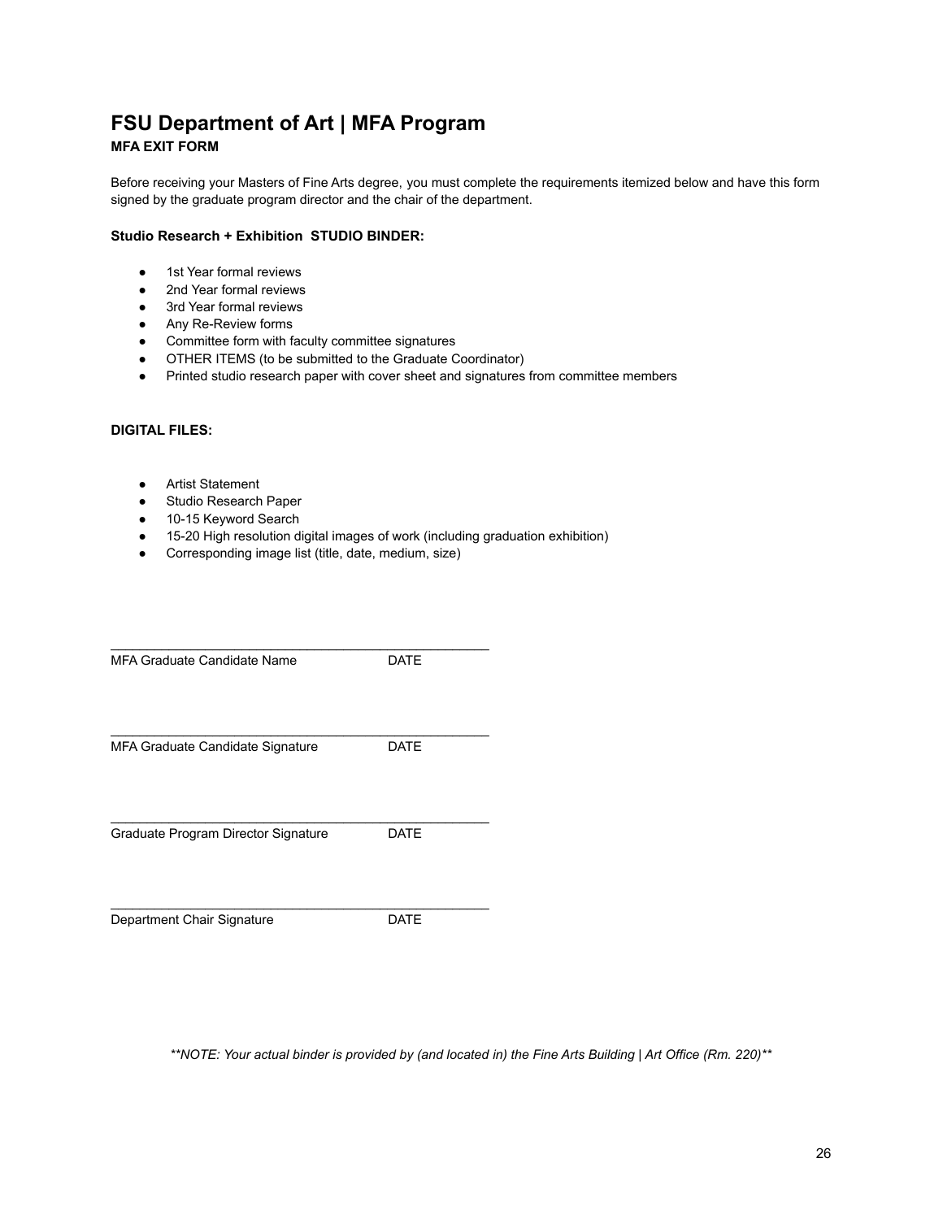# FSU Department of Art | MFA Program

**MFA EXIT FORM**

Before receiving your Masters of Fine Arts degree, you must complete the requirements itemized below and have this form signed by the graduate program director and the chair of the department.

**Studio Research + Exhibition STUDIO BINDER:**

- 1st Year formal reviews
- 2nd Year formal reviews
- 3rd Year formal reviews
- Any Re-Review forms
- Committee form with faculty committee signatures
- OTHER ITEMS (to be submitted to the Graduate Coordinator)
- Printed studio research paper with cover sheet and signatures from committee members

**DIGITAL FILES:**

- Artist Statement
- Studio Research Paper
- 10-15 Keyword Search
- 15-20 High resolution digital images of work (including graduation exhibition)
- Corresponding image list (title, date, medium, size)

_______________________________________________________

MFA Graduate Candidate Name DATE

_______________________________________________________

MFA Graduate Candidate Signature DATE

_______________________________________________________

Graduate Program Director Signature DATE

_______________________________________________________

Department Chair Signature DATE

*\*\*NOTE: Your actual binder is provided by (and located in) the Fine Arts Building | Art Office (Rm. 220)\*\**